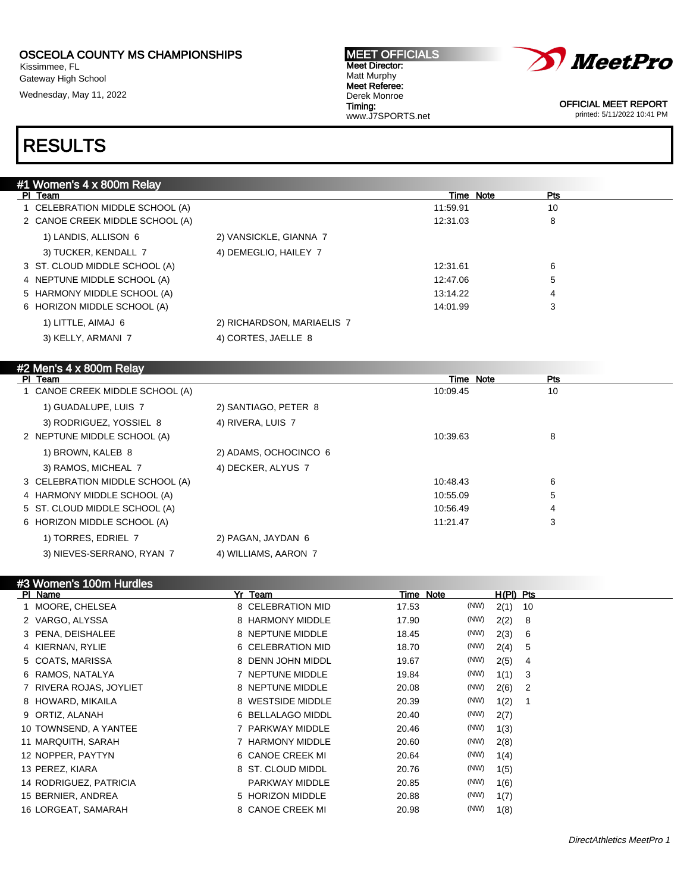OSCEOLA COUNTY MS CHAMPIONSHIPS
Kissimmee, FL
Gateway High School
Wednesday, May 11, 2022

**MEET OFFICIALS**
**Meet Director:**
Matt Murphy
**Meet Referee:**
Derek Monroe
**Timing:**
www.J7SPORTS.net

OFFICIAL MEET REPORT
printed: 5/11/2022 10:41 PM

# RESULTS

## #1 Women's 4 x 800m Relay

| Pl | Team | | Time | Note | Pts |
|---|---|---|---|---|---|
| 1 | CELEBRATION MIDDLE SCHOOL (A) | | 11:59.91 | | 10 |
| 2 | CANOE CREEK MIDDLE SCHOOL (A) | | 12:31.03 | | 8 |
| | 1) LANDIS, ALLISON 6 | 2) VANSICKLE, GIANNA 7 | | | |
| | 3) TUCKER, KENDALL 7 | 4) DEMEGLIO, HAILEY 7 | | | |
| 3 | ST. CLOUD MIDDLE SCHOOL (A) | | 12:31.61 | | 6 |
| 4 | NEPTUNE MIDDLE SCHOOL (A) | | 12:47.06 | | 5 |
| 5 | HARMONY MIDDLE SCHOOL (A) | | 13:14.22 | | 4 |
| 6 | HORIZON MIDDLE SCHOOL (A) | | 14:01.99 | | 3 |
| | 1) LITTLE, AIMAJ 6 | 2) RICHARDSON, MARIAELIS 7 | | | |
| | 3) KELLY, ARMANI 7 | 4) CORTES, JAELLE 8 | | | |

## #2 Men's 4 x 800m Relay

| Pl | Team | | Time | Note | Pts |
|---|---|---|---|---|---|
| 1 | CANOE CREEK MIDDLE SCHOOL (A) | | 10:09.45 | | 10 |
| | 1) GUADALUPE, LUIS 7 | 2) SANTIAGO, PETER 8 | | | |
| | 3) RODRIGUEZ, YOSSIEL 8 | 4) RIVERA, LUIS 7 | | | |
| 2 | NEPTUNE MIDDLE SCHOOL (A) | | 10:39.63 | | 8 |
| | 1) BROWN, KALEB 8 | 2) ADAMS, OCHOCINCO 6 | | | |
| | 3) RAMOS, MICHEAL 7 | 4) DECKER, ALYUS 7 | | | |
| 3 | CELEBRATION MIDDLE SCHOOL (A) | | 10:48.43 | | 6 |
| 4 | HARMONY MIDDLE SCHOOL (A) | | 10:55.09 | | 5 |
| 5 | ST. CLOUD MIDDLE SCHOOL (A) | | 10:56.49 | | 4 |
| 6 | HORIZON MIDDLE SCHOOL (A) | | 11:21.47 | | 3 |
| | 1) TORRES, EDRIEL 7 | 2) PAGAN, JAYDAN 6 | | | |
| | 3) NIEVES-SERRANO, RYAN 7 | 4) WILLIAMS, AARON 7 | | | |

## #3 Women's 100m Hurdles

| Pl | Name | Yr | Team | Time | Note | | H(Pl) | Pts |
|---|---|---|---|---|---|---|---|---|
| 1 | MOORE, CHELSEA | 8 | CELEBRATION MID | 17.53 | | (NW) | 2(1) | 10 |
| 2 | VARGO, ALYSSA | 8 | HARMONY MIDDLE | 17.90 | | (NW) | 2(2) | 8 |
| 3 | PENA, DEISHALEE | 8 | NEPTUNE MIDDLE | 18.45 | | (NW) | 2(3) | 6 |
| 4 | KIERNAN, RYLIE | 6 | CELEBRATION MID | 18.70 | | (NW) | 2(4) | 5 |
| 5 | COATS, MARISSA | 8 | DENN JOHN MIDDL | 19.67 | | (NW) | 2(5) | 4 |
| 6 | RAMOS, NATALYA | 7 | NEPTUNE MIDDLE | 19.84 | | (NW) | 1(1) | 3 |
| 7 | RIVERA ROJAS, JOYLIET | 8 | NEPTUNE MIDDLE | 20.08 | | (NW) | 2(6) | 2 |
| 8 | HOWARD, MIKAILA | 8 | WESTSIDE MIDDLE | 20.39 | | (NW) | 1(2) | 1 |
| 9 | ORTIZ, ALANAH | 6 | BELLALAGO MIDDL | 20.40 | | (NW) | 2(7) | |
| 10 | TOWNSEND, A YANTEE | 7 | PARKWAY MIDDLE | 20.46 | | (NW) | 1(3) | |
| 11 | MARQUITH, SARAH | 7 | HARMONY MIDDLE | 20.60 | | (NW) | 2(8) | |
| 12 | NOPPER, PAYTYN | 6 | CANOE CREEK MI | 20.64 | | (NW) | 1(4) | |
| 13 | PEREZ, KIARA | 8 | ST. CLOUD MIDDL | 20.76 | | (NW) | 1(5) | |
| 14 | RODRIGUEZ, PATRICIA | | PARKWAY MIDDLE | 20.85 | | (NW) | 1(6) | |
| 15 | BERNIER, ANDREA | 5 | HORIZON MIDDLE | 20.88 | | (NW) | 1(7) | |
| 16 | LORGEAT, SAMARAH | 8 | CANOE CREEK MI | 20.98 | | (NW) | 1(8) | |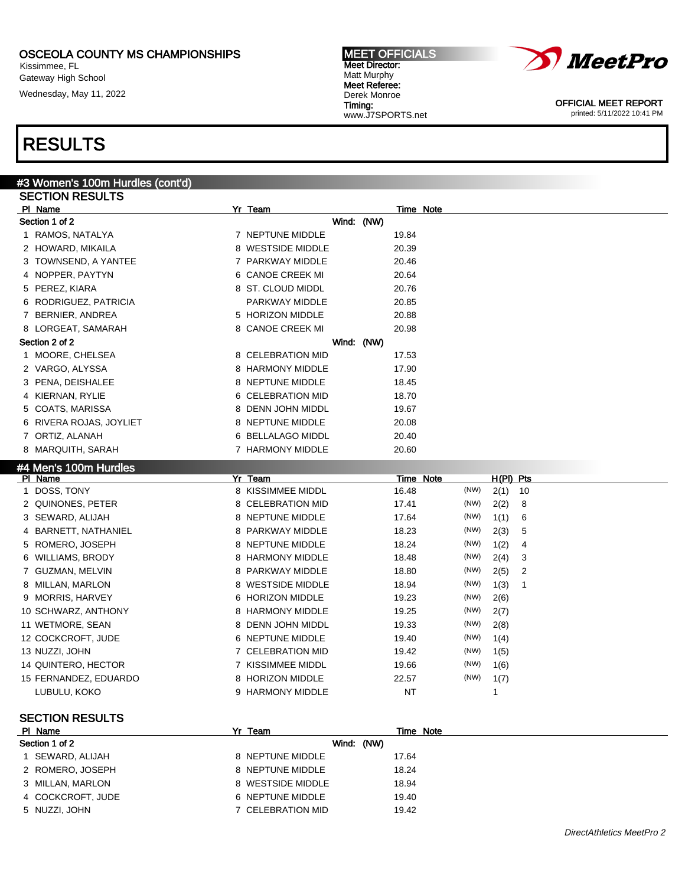OSCEOLA COUNTY MS CHAMPIONSHIPS
Kissimmee, FL
Gateway High School
Wednesday, May 11, 2022

MEET OFFICIALS
Meet Director:
Matt Murphy
Meet Referee:
Derek Monroe
Timing:
www.J7SPORTS.net

OFFICIAL MEET REPORT
printed: 5/11/2022 10:41 PM

# RESULTS

## #3 Women's 100m Hurdles (cont'd)

### SECTION RESULTS

| Pl | Name | Yr | Team | Time | Note |
|---|---|---|---|---|---|
| **Section 1 of 2** | | | Wind: (NW) | | |
| 1 | RAMOS, NATALYA | 7 | NEPTUNE MIDDLE | 19.84 | |
| 2 | HOWARD, MIKAILA | 8 | WESTSIDE MIDDLE | 20.39 | |
| 3 | TOWNSEND, A YANTEE | 7 | PARKWAY MIDDLE | 20.46 | |
| 4 | NOPPER, PAYTYN | 6 | CANOE CREEK MI | 20.64 | |
| 5 | PEREZ, KIARA | 8 | ST. CLOUD MIDDL | 20.76 | |
| 6 | RODRIGUEZ, PATRICIA | | PARKWAY MIDDLE | 20.85 | |
| 7 | BERNIER, ANDREA | 5 | HORIZON MIDDLE | 20.88 | |
| 8 | LORGEAT, SAMARAH | 8 | CANOE CREEK MI | 20.98 | |
| **Section 2 of 2** | | | Wind: (NW) | | |
| 1 | MOORE, CHELSEA | 8 | CELEBRATION MID | 17.53 | |
| 2 | VARGO, ALYSSA | 8 | HARMONY MIDDLE | 17.90 | |
| 3 | PENA, DEISHALEE | 8 | NEPTUNE MIDDLE | 18.45 | |
| 4 | KIERNAN, RYLIE | 6 | CELEBRATION MID | 18.70 | |
| 5 | COATS, MARISSA | 8 | DENN JOHN MIDDL | 19.67 | |
| 6 | RIVERA ROJAS, JOYLIET | 8 | NEPTUNE MIDDLE | 20.08 | |
| 7 | ORTIZ, ALANAH | 6 | BELLALAGO MIDDL | 20.40 | |
| 8 | MARQUITH, SARAH | 7 | HARMONY MIDDLE | 20.60 | |

## #4 Men's 100m Hurdles

| Pl | Name | Yr | Team | Time | Note | | H(Pl) | Pts |
|---|---|---|---|---|---|---|---|---|
| 1 | DOSS, TONY | 8 | KISSIMMEE MIDDL | 16.48 | | (NW) | 2(1) | 10 |
| 2 | QUINONES, PETER | 8 | CELEBRATION MID | 17.41 | | (NW) | 2(2) | 8 |
| 3 | SEWARD, ALIJAH | 8 | NEPTUNE MIDDLE | 17.64 | | (NW) | 1(1) | 6 |
| 4 | BARNETT, NATHANIEL | 8 | PARKWAY MIDDLE | 18.23 | | (NW) | 2(3) | 5 |
| 5 | ROMERO, JOSEPH | 8 | NEPTUNE MIDDLE | 18.24 | | (NW) | 1(2) | 4 |
| 6 | WILLIAMS, BRODY | 8 | HARMONY MIDDLE | 18.48 | | (NW) | 2(4) | 3 |
| 7 | GUZMAN, MELVIN | 8 | PARKWAY MIDDLE | 18.80 | | (NW) | 2(5) | 2 |
| 8 | MILLAN, MARLON | 8 | WESTSIDE MIDDLE | 18.94 | | (NW) | 1(3) | 1 |
| 9 | MORRIS, HARVEY | 6 | HORIZON MIDDLE | 19.23 | | (NW) | 2(6) | |
| 10 | SCHWARZ, ANTHONY | 8 | HARMONY MIDDLE | 19.25 | | (NW) | 2(7) | |
| 11 | WETMORE, SEAN | 8 | DENN JOHN MIDDL | 19.33 | | (NW) | 2(8) | |
| 12 | COCKCROFT, JUDE | 6 | NEPTUNE MIDDLE | 19.40 | | (NW) | 1(4) | |
| 13 | NUZZI, JOHN | 7 | CELEBRATION MID | 19.42 | | (NW) | 1(5) | |
| 14 | QUINTERO, HECTOR | 7 | KISSIMMEE MIDDL | 19.66 | | (NW) | 1(6) | |
| 15 | FERNANDEZ, EDUARDO | 8 | HORIZON MIDDLE | 22.57 | | (NW) | 1(7) | |
| | LUBULU, KOKO | 9 | HARMONY MIDDLE | NT | | | 1 | |

### SECTION RESULTS

| Pl | Name | Yr | Team | Time | Note |
|---|---|---|---|---|---|
| **Section 1 of 2** | | | Wind: (NW) | | |
| 1 | SEWARD, ALIJAH | 8 | NEPTUNE MIDDLE | 17.64 | |
| 2 | ROMERO, JOSEPH | 8 | NEPTUNE MIDDLE | 18.24 | |
| 3 | MILLAN, MARLON | 8 | WESTSIDE MIDDLE | 18.94 | |
| 4 | COCKCROFT, JUDE | 6 | NEPTUNE MIDDLE | 19.40 | |
| 5 | NUZZI, JOHN | 7 | CELEBRATION MID | 19.42 | |

*DirectAthletics MeetPro 2*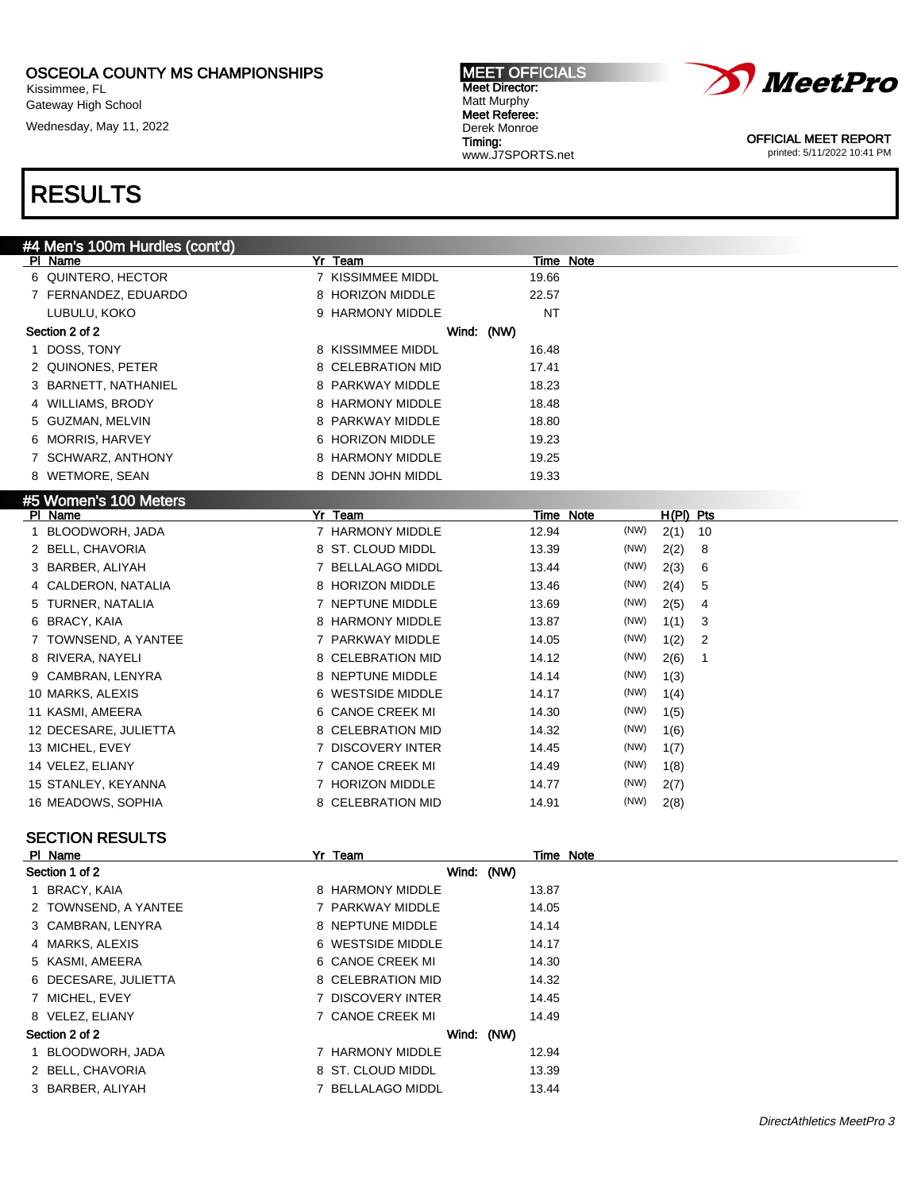## RESULTS

### #4 Men's 100m Hurdles (cont'd)

| Pl | Name | Yr | Team | Time | Note |
|---|---|---|---|---|---|
| 6 | QUINTERO, HECTOR | 7 | KISSIMMEE MIDDL | 19.66 | |
| 7 | FERNANDEZ, EDUARDO | 8 | HORIZON MIDDLE | 22.57 | |
| | LUBULU, KOKO | 9 | HARMONY MIDDLE | NT | |
| **Section 2 of 2** | | | Wind: (NW) | | |
| 1 | DOSS, TONY | 8 | KISSIMMEE MIDDL | 16.48 | |
| 2 | QUINONES, PETER | 8 | CELEBRATION MID | 17.41 | |
| 3 | BARNETT, NATHANIEL | 8 | PARKWAY MIDDLE | 18.23 | |
| 4 | WILLIAMS, BRODY | 8 | HARMONY MIDDLE | 18.48 | |
| 5 | GUZMAN, MELVIN | 8 | PARKWAY MIDDLE | 18.80 | |
| 6 | MORRIS, HARVEY | 6 | HORIZON MIDDLE | 19.23 | |
| 7 | SCHWARZ, ANTHONY | 8 | HARMONY MIDDLE | 19.25 | |
| 8 | WETMORE, SEAN | 8 | DENN JOHN MIDDL | 19.33 | |

### #5 Women's 100 Meters

| Pl | Name | Yr | Team | Time | Note | | H(Pl) | Pts |
|---|---|---|---|---|---|---|---|---|
| 1 | BLOODWORH, JADA | 7 | HARMONY MIDDLE | 12.94 | | (NW) | 2(1) | 10 |
| 2 | BELL, CHAVORIA | 8 | ST. CLOUD MIDDL | 13.39 | | (NW) | 2(2) | 8 |
| 3 | BARBER, ALIYAH | 7 | BELLALAGO MIDDL | 13.44 | | (NW) | 2(3) | 6 |
| 4 | CALDERON, NATALIA | 8 | HORIZON MIDDLE | 13.46 | | (NW) | 2(4) | 5 |
| 5 | TURNER, NATALIA | 7 | NEPTUNE MIDDLE | 13.69 | | (NW) | 2(5) | 4 |
| 6 | BRACY, KAIA | 8 | HARMONY MIDDLE | 13.87 | | (NW) | 1(1) | 3 |
| 7 | TOWNSEND, A YANTEE | 7 | PARKWAY MIDDLE | 14.05 | | (NW) | 1(2) | 2 |
| 8 | RIVERA, NAYELI | 8 | CELEBRATION MID | 14.12 | | (NW) | 2(6) | 1 |
| 9 | CAMBRAN, LENYRA | 8 | NEPTUNE MIDDLE | 14.14 | | (NW) | 1(3) | |
| 10 | MARKS, ALEXIS | 6 | WESTSIDE MIDDLE | 14.17 | | (NW) | 1(4) | |
| 11 | KASMI, AMEERA | 6 | CANOE CREEK MI | 14.30 | | (NW) | 1(5) | |
| 12 | DECESARE, JULIETTA | 8 | CELEBRATION MID | 14.32 | | (NW) | 1(6) | |
| 13 | MICHEL, EVEY | 7 | DISCOVERY INTER | 14.45 | | (NW) | 1(7) | |
| 14 | VELEZ, ELIANY | 7 | CANOE CREEK MI | 14.49 | | (NW) | 1(8) | |
| 15 | STANLEY, KEYANNA | 7 | HORIZON MIDDLE | 14.77 | | (NW) | 2(7) | |
| 16 | MEADOWS, SOPHIA | 8 | CELEBRATION MID | 14.91 | | (NW) | 2(8) | |

### SECTION RESULTS

| Pl | Name | Yr | Team | Time | Note |
|---|---|---|---|---|---|
| **Section 1 of 2** | | | Wind: (NW) | | |
| 1 | BRACY, KAIA | 8 | HARMONY MIDDLE | 13.87 | |
| 2 | TOWNSEND, A YANTEE | 7 | PARKWAY MIDDLE | 14.05 | |
| 3 | CAMBRAN, LENYRA | 8 | NEPTUNE MIDDLE | 14.14 | |
| 4 | MARKS, ALEXIS | 6 | WESTSIDE MIDDLE | 14.17 | |
| 5 | KASMI, AMEERA | 6 | CANOE CREEK MI | 14.30 | |
| 6 | DECESARE, JULIETTA | 8 | CELEBRATION MID | 14.32 | |
| 7 | MICHEL, EVEY | 7 | DISCOVERY INTER | 14.45 | |
| 8 | VELEZ, ELIANY | 7 | CANOE CREEK MI | 14.49 | |
| **Section 2 of 2** | | | Wind: (NW) | | |
| 1 | BLOODWORH, JADA | 7 | HARMONY MIDDLE | 12.94 | |
| 2 | BELL, CHAVORIA | 8 | ST. CLOUD MIDDL | 13.39 | |
| 3 | BARBER, ALIYAH | 7 | BELLALAGO MIDDL | 13.44 | |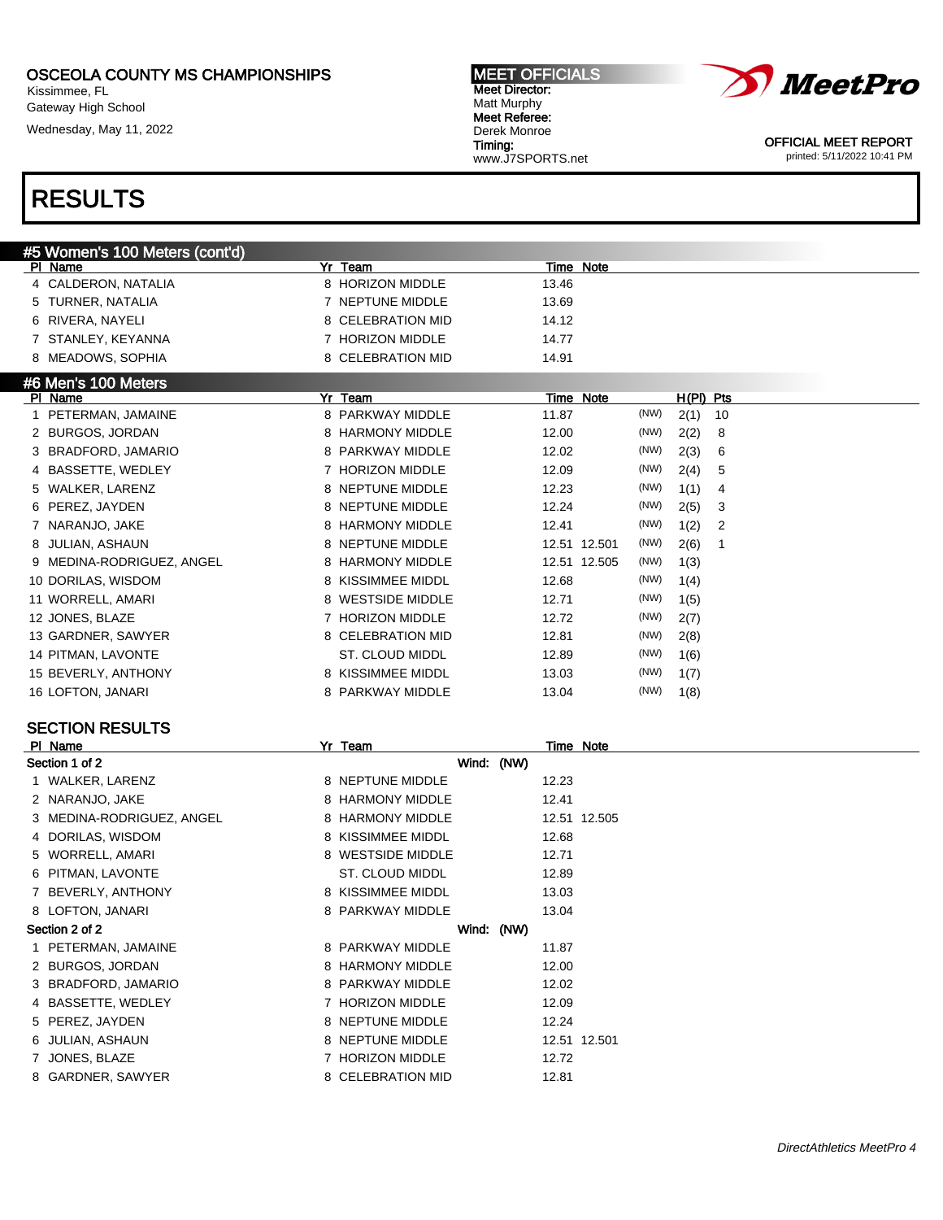OSCEOLA COUNTY MS CHAMPIONSHIPS
Kissimmee, FL
Gateway High School
Wednesday, May 11, 2022

MEET OFFICIALS
Meet Director:
Matt Murphy
Meet Referee:
Derek Monroe
Timing:
www.J7SPORTS.net

OFFICIAL MEET REPORT
printed: 5/11/2022 10:41 PM

# RESULTS

## #5 Women's 100 Meters (cont'd)

| Pl | Name | Yr | Team | Time | Note |
|---|---|---|---|---|---|
| 4 | CALDERON, NATALIA | 8 | HORIZON MIDDLE | 13.46 | |
| 5 | TURNER, NATALIA | 7 | NEPTUNE MIDDLE | 13.69 | |
| 6 | RIVERA, NAYELI | 8 | CELEBRATION MID | 14.12 | |
| 7 | STANLEY, KEYANNA | 7 | HORIZON MIDDLE | 14.77 | |
| 8 | MEADOWS, SOPHIA | 8 | CELEBRATION MID | 14.91 | |

## #6 Men's 100 Meters

| Pl | Name | Yr | Team | Time | Note | | H(Pl) | Pts |
|---|---|---|---|---|---|---|---|---|
| 1 | PETERMAN, JAMAINE | 8 | PARKWAY MIDDLE | 11.87 | | (NW) | 2(1) | 10 |
| 2 | BURGOS, JORDAN | 8 | HARMONY MIDDLE | 12.00 | | (NW) | 2(2) | 8 |
| 3 | BRADFORD, JAMARIO | 8 | PARKWAY MIDDLE | 12.02 | | (NW) | 2(3) | 6 |
| 4 | BASSETTE, WEDLEY | 7 | HORIZON MIDDLE | 12.09 | | (NW) | 2(4) | 5 |
| 5 | WALKER, LARENZ | 8 | NEPTUNE MIDDLE | 12.23 | | (NW) | 1(1) | 4 |
| 6 | PEREZ, JAYDEN | 8 | NEPTUNE MIDDLE | 12.24 | | (NW) | 2(5) | 3 |
| 7 | NARANJO, JAKE | 8 | HARMONY MIDDLE | 12.41 | | (NW) | 1(2) | 2 |
| 8 | JULIAN, ASHAUN | 8 | NEPTUNE MIDDLE | 12.51 | 12.501 | (NW) | 2(6) | 1 |
| 9 | MEDINA-RODRIGUEZ, ANGEL | 8 | HARMONY MIDDLE | 12.51 | 12.505 | (NW) | 1(3) | |
| 10 | DORILAS, WISDOM | 8 | KISSIMMEE MIDDL | 12.68 | | (NW) | 1(4) | |
| 11 | WORRELL, AMARI | 8 | WESTSIDE MIDDLE | 12.71 | | (NW) | 1(5) | |
| 12 | JONES, BLAZE | 7 | HORIZON MIDDLE | 12.72 | | (NW) | 2(7) | |
| 13 | GARDNER, SAWYER | 8 | CELEBRATION MID | 12.81 | | (NW) | 2(8) | |
| 14 | PITMAN, LAVONTE | | ST. CLOUD MIDDL | 12.89 | | (NW) | 1(6) | |
| 15 | BEVERLY, ANTHONY | 8 | KISSIMMEE MIDDL | 13.03 | | (NW) | 1(7) | |
| 16 | LOFTON, JANARI | 8 | PARKWAY MIDDLE | 13.04 | | (NW) | 1(8) | |

### SECTION RESULTS

| Pl | Name | Yr | Team | Time | Note |
|---|---|---|---|---|---|
| **Section 1 of 2** | | | Wind: (NW) | | |
| 1 | WALKER, LARENZ | 8 | NEPTUNE MIDDLE | 12.23 | |
| 2 | NARANJO, JAKE | 8 | HARMONY MIDDLE | 12.41 | |
| 3 | MEDINA-RODRIGUEZ, ANGEL | 8 | HARMONY MIDDLE | 12.51 | 12.505 |
| 4 | DORILAS, WISDOM | 8 | KISSIMMEE MIDDL | 12.68 | |
| 5 | WORRELL, AMARI | 8 | WESTSIDE MIDDLE | 12.71 | |
| 6 | PITMAN, LAVONTE | | ST. CLOUD MIDDL | 12.89 | |
| 7 | BEVERLY, ANTHONY | 8 | KISSIMMEE MIDDL | 13.03 | |
| 8 | LOFTON, JANARI | 8 | PARKWAY MIDDLE | 13.04 | |
| **Section 2 of 2** | | | Wind: (NW) | | |
| 1 | PETERMAN, JAMAINE | 8 | PARKWAY MIDDLE | 11.87 | |
| 2 | BURGOS, JORDAN | 8 | HARMONY MIDDLE | 12.00 | |
| 3 | BRADFORD, JAMARIO | 8 | PARKWAY MIDDLE | 12.02 | |
| 4 | BASSETTE, WEDLEY | 7 | HORIZON MIDDLE | 12.09 | |
| 5 | PEREZ, JAYDEN | 8 | NEPTUNE MIDDLE | 12.24 | |
| 6 | JULIAN, ASHAUN | 8 | NEPTUNE MIDDLE | 12.51 | 12.501 |
| 7 | JONES, BLAZE | 7 | HORIZON MIDDLE | 12.72 | |
| 8 | GARDNER, SAWYER | 8 | CELEBRATION MID | 12.81 | |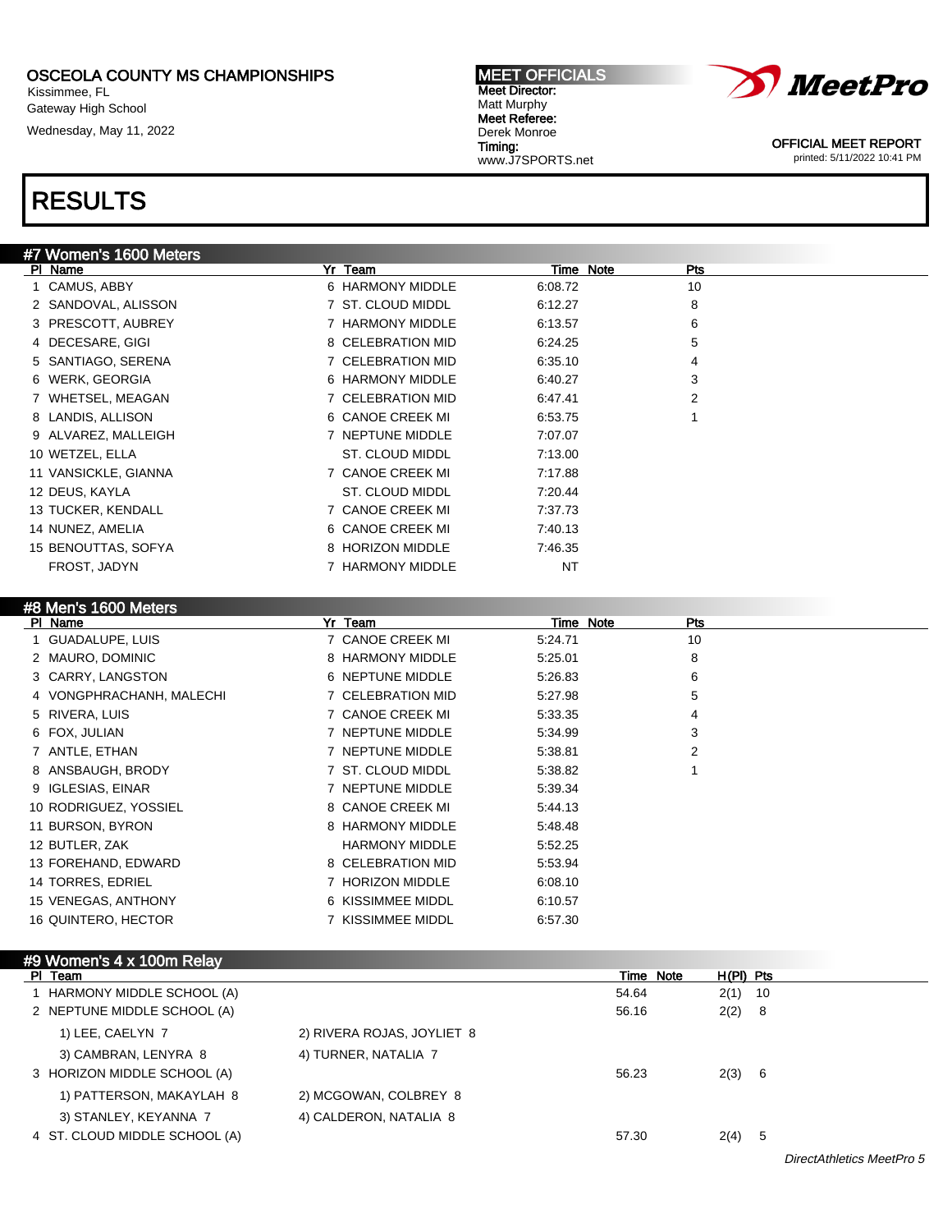OSCEOLA COUNTY MS CHAMPIONSHIPS
Kissimmee, FL
Gateway High School
Wednesday, May 11, 2022

**MEET OFFICIALS**
**Meet Director:** Matt Murphy
**Meet Referee:** Derek Monroe
**Timing:** www.J7SPORTS.net

OFFICIAL MEET REPORT
printed: 5/11/2022 10:41 PM

# RESULTS

## #7 Women's 1600 Meters

| Pl | Name | Yr | Team | Time | Note | Pts |
|---|---|---|---|---|---|---|
| 1 | CAMUS, ABBY | 6 | HARMONY MIDDLE | 6:08.72 | | 10 |
| 2 | SANDOVAL, ALISSON | 7 | ST. CLOUD MIDDL | 6:12.27 | | 8 |
| 3 | PRESCOTT, AUBREY | 7 | HARMONY MIDDLE | 6:13.57 | | 6 |
| 4 | DECESARE, GIGI | 8 | CELEBRATION MID | 6:24.25 | | 5 |
| 5 | SANTIAGO, SERENA | 7 | CELEBRATION MID | 6:35.10 | | 4 |
| 6 | WERK, GEORGIA | 6 | HARMONY MIDDLE | 6:40.27 | | 3 |
| 7 | WHETSEL, MEAGAN | 7 | CELEBRATION MID | 6:47.41 | | 2 |
| 8 | LANDIS, ALLISON | 6 | CANOE CREEK MI | 6:53.75 | | 1 |
| 9 | ALVAREZ, MALLEIGH | 7 | NEPTUNE MIDDLE | 7:07.07 | | |
| 10 | WETZEL, ELLA | | ST. CLOUD MIDDL | 7:13.00 | | |
| 11 | VANSICKLE, GIANNA | 7 | CANOE CREEK MI | 7:17.88 | | |
| 12 | DEUS, KAYLA | | ST. CLOUD MIDDL | 7:20.44 | | |
| 13 | TUCKER, KENDALL | 7 | CANOE CREEK MI | 7:37.73 | | |
| 14 | NUNEZ, AMELIA | 6 | CANOE CREEK MI | 7:40.13 | | |
| 15 | BENOUTTAS, SOFYA | 8 | HORIZON MIDDLE | 7:46.35 | | |
| | FROST, JADYN | 7 | HARMONY MIDDLE | NT | | |

## #8 Men's 1600 Meters

| Pl | Name | Yr | Team | Time | Note | Pts |
|---|---|---|---|---|---|---|
| 1 | GUADALUPE, LUIS | 7 | CANOE CREEK MI | 5:24.71 | | 10 |
| 2 | MAURO, DOMINIC | 8 | HARMONY MIDDLE | 5:25.01 | | 8 |
| 3 | CARRY, LANGSTON | 6 | NEPTUNE MIDDLE | 5:26.83 | | 6 |
| 4 | VONGPHRACHANH, MALECHI | 7 | CELEBRATION MID | 5:27.98 | | 5 |
| 5 | RIVERA, LUIS | 7 | CANOE CREEK MI | 5:33.35 | | 4 |
| 6 | FOX, JULIAN | 7 | NEPTUNE MIDDLE | 5:34.99 | | 3 |
| 7 | ANTLE, ETHAN | 7 | NEPTUNE MIDDLE | 5:38.81 | | 2 |
| 8 | ANSBAUGH, BRODY | 7 | ST. CLOUD MIDDL | 5:38.82 | | 1 |
| 9 | IGLESIAS, EINAR | 7 | NEPTUNE MIDDLE | 5:39.34 | | |
| 10 | RODRIGUEZ, YOSSIEL | 8 | CANOE CREEK MI | 5:44.13 | | |
| 11 | BURSON, BYRON | 8 | HARMONY MIDDLE | 5:48.48 | | |
| 12 | BUTLER, ZAK | | HARMONY MIDDLE | 5:52.25 | | |
| 13 | FOREHAND, EDWARD | 8 | CELEBRATION MID | 5:53.94 | | |
| 14 | TORRES, EDRIEL | 7 | HORIZON MIDDLE | 6:08.10 | | |
| 15 | VENEGAS, ANTHONY | 6 | KISSIMMEE MIDDL | 6:10.57 | | |
| 16 | QUINTERO, HECTOR | 7 | KISSIMMEE MIDDL | 6:57.30 | | |

## #9 Women's 4 x 100m Relay

| Pl | Team | | Time | Note | H(Pl) | Pts |
|---|---|---|---|---|---|---|
| 1 | HARMONY MIDDLE SCHOOL (A) | | 54.64 | | 2(1) | 10 |
| 2 | NEPTUNE MIDDLE SCHOOL (A) | | 56.16 | | 2(2) | 8 |
| | 1) LEE, CAELYN 7 | 2) RIVERA ROJAS, JOYLIET 8 | | | | |
| | 3) CAMBRAN, LENYRA 8 | 4) TURNER, NATALIA 7 | | | | |
| 3 | HORIZON MIDDLE SCHOOL (A) | | 56.23 | | 2(3) | 6 |
| | 1) PATTERSON, MAKAYLAH 8 | 2) MCGOWAN, COLBREY 8 | | | | |
| | 3) STANLEY, KEYANNA 7 | 4) CALDERON, NATALIA 8 | | | | |
| 4 | ST. CLOUD MIDDLE SCHOOL (A) | | 57.30 | | 2(4) | 5 |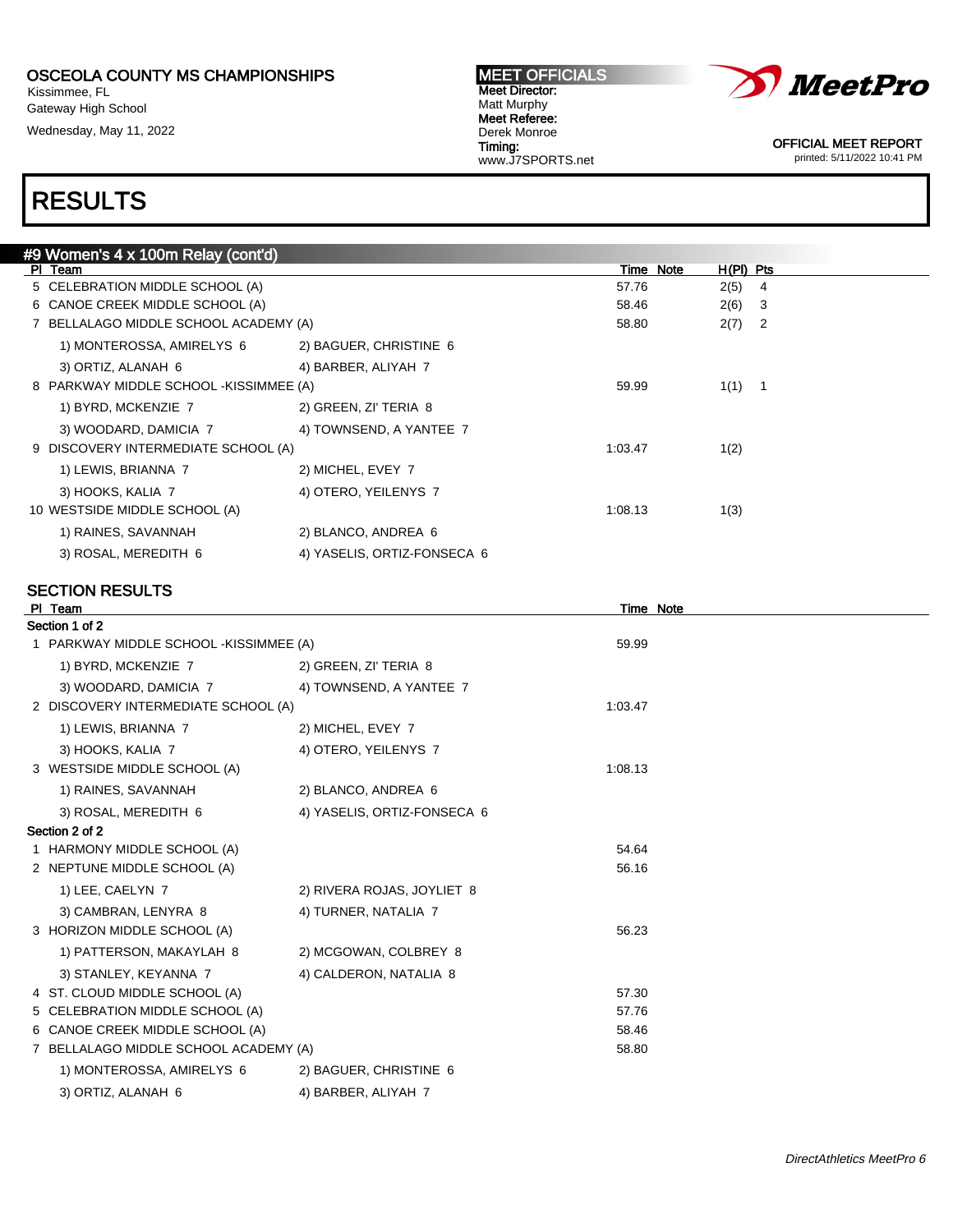# RESULTS

## #9 Women's 4 x 100m Relay (cont'd)

| Pl | Team | Time | Note | H(Pl) | Pts |
|---|---|---|---|---|---|
| 5 | CELEBRATION MIDDLE SCHOOL (A) | 57.76 | | 2(5) | 4 |
| 6 | CANOE CREEK MIDDLE SCHOOL (A) | 58.46 | | 2(6) | 3 |
| 7 | BELLALAGO MIDDLE SCHOOL ACADEMY (A) | 58.80 | | 2(7) | 2 |
| | 1) MONTEROSSA, AMIRELYS 6 / 2) BAGUER, CHRISTINE 6 / 3) ORTIZ, ALANAH 6 / 4) BARBER, ALIYAH 7 | | | | |
| 8 | PARKWAY MIDDLE SCHOOL -KISSIMMEE (A) | 59.99 | | 1(1) | 1 |
| | 1) BYRD, MCKENZIE 7 / 2) GREEN, ZI' TERIA 8 / 3) WOODARD, DAMICIA 7 / 4) TOWNSEND, A YANTEE 7 | | | | |
| 9 | DISCOVERY INTERMEDIATE SCHOOL (A) | 1:03.47 | | 1(2) | |
| | 1) LEWIS, BRIANNA 7 / 2) MICHEL, EVEY 7 / 3) HOOKS, KALIA 7 / 4) OTERO, YEILENYS 7 | | | | |
| 10 | WESTSIDE MIDDLE SCHOOL (A) | 1:08.13 | | 1(3) | |
| | 1) RAINES, SAVANNAH / 2) BLANCO, ANDREA 6 / 3) ROSAL, MEREDITH 6 / 4) YASELIS, ORTIZ-FONSECA 6 | | | | |

### SECTION RESULTS

| Pl | Team | Time | Note |
|---|---|---|---|
| **Section 1 of 2** | | | |
| 1 | PARKWAY MIDDLE SCHOOL -KISSIMMEE (A) | 59.99 | |
| | 1) BYRD, MCKENZIE 7 / 2) GREEN, ZI' TERIA 8 / 3) WOODARD, DAMICIA 7 / 4) TOWNSEND, A YANTEE 7 | | |
| 2 | DISCOVERY INTERMEDIATE SCHOOL (A) | 1:03.47 | |
| | 1) LEWIS, BRIANNA 7 / 2) MICHEL, EVEY 7 / 3) HOOKS, KALIA 7 / 4) OTERO, YEILENYS 7 | | |
| 3 | WESTSIDE MIDDLE SCHOOL (A) | 1:08.13 | |
| | 1) RAINES, SAVANNAH / 2) BLANCO, ANDREA 6 / 3) ROSAL, MEREDITH 6 / 4) YASELIS, ORTIZ-FONSECA 6 | | |
| **Section 2 of 2** | | | |
| 1 | HARMONY MIDDLE SCHOOL (A) | 54.64 | |
| 2 | NEPTUNE MIDDLE SCHOOL (A) | 56.16 | |
| | 1) LEE, CAELYN 7 / 2) RIVERA ROJAS, JOYLIET 8 / 3) CAMBRAN, LENYRA 8 / 4) TURNER, NATALIA 7 | | |
| 3 | HORIZON MIDDLE SCHOOL (A) | 56.23 | |
| | 1) PATTERSON, MAKAYLAH 8 / 2) MCGOWAN, COLBREY 8 / 3) STANLEY, KEYANNA 7 / 4) CALDERON, NATALIA 8 | | |
| 4 | ST. CLOUD MIDDLE SCHOOL (A) | 57.30 | |
| 5 | CELEBRATION MIDDLE SCHOOL (A) | 57.76 | |
| 6 | CANOE CREEK MIDDLE SCHOOL (A) | 58.46 | |
| 7 | BELLALAGO MIDDLE SCHOOL ACADEMY (A) | 58.80 | |
| | 1) MONTEROSSA, AMIRELYS 6 / 2) BAGUER, CHRISTINE 6 / 3) ORTIZ, ALANAH 6 / 4) BARBER, ALIYAH 7 | | |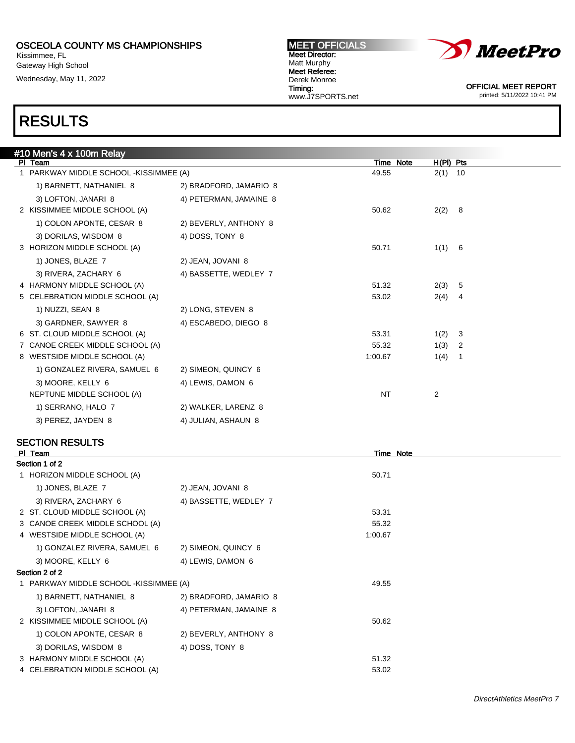OSCEOLA COUNTY MS CHAMPIONSHIPS
Kissimmee, FL
Gateway High School
Wednesday, May 11, 2022

MEET OFFICIALS
Meet Director:
Matt Murphy
Meet Referee:
Derek Monroe
Timing:
www.J7SPORTS.net

OFFICIAL MEET REPORT
printed: 5/11/2022 10:41 PM

# RESULTS

## #10 Men's 4 x 100m Relay

| Pl | Team | | Time | Note | H(Pl) | Pts |
|---|---|---|---|---|---|---|
| 1 | PARKWAY MIDDLE SCHOOL -KISSIMMEE (A) | | 49.55 | | 2(1) | 10 |
| | 1) BARNETT, NATHANIEL 8 | 2) BRADFORD, JAMARIO 8 | | | | |
| | 3) LOFTON, JANARI 8 | 4) PETERMAN, JAMAINE 8 | | | | |
| 2 | KISSIMMEE MIDDLE SCHOOL (A) | | 50.62 | | 2(2) | 8 |
| | 1) COLON APONTE, CESAR 8 | 2) BEVERLY, ANTHONY 8 | | | | |
| | 3) DORILAS, WISDOM 8 | 4) DOSS, TONY 8 | | | | |
| 3 | HORIZON MIDDLE SCHOOL (A) | | 50.71 | | 1(1) | 6 |
| | 1) JONES, BLAZE 7 | 2) JEAN, JOVANI 8 | | | | |
| | 3) RIVERA, ZACHARY 6 | 4) BASSETTE, WEDLEY 7 | | | | |
| 4 | HARMONY MIDDLE SCHOOL (A) | | 51.32 | | 2(3) | 5 |
| 5 | CELEBRATION MIDDLE SCHOOL (A) | | 53.02 | | 2(4) | 4 |
| | 1) NUZZI, SEAN 8 | 2) LONG, STEVEN 8 | | | | |
| | 3) GARDNER, SAWYER 8 | 4) ESCABEDO, DIEGO 8 | | | | |
| 6 | ST. CLOUD MIDDLE SCHOOL (A) | | 53.31 | | 1(2) | 3 |
| 7 | CANOE CREEK MIDDLE SCHOOL (A) | | 55.32 | | 1(3) | 2 |
| 8 | WESTSIDE MIDDLE SCHOOL (A) | | 1:00.67 | | 1(4) | 1 |
| | 1) GONZALEZ RIVERA, SAMUEL 6 | 2) SIMEON, QUINCY 6 | | | | |
| | 3) MOORE, KELLY 6 | 4) LEWIS, DAMON 6 | | | | |
| | NEPTUNE MIDDLE SCHOOL (A) | | NT | | 2 | |
| | 1) SERRANO, HALO 7 | 2) WALKER, LARENZ 8 | | | | |
| | 3) PEREZ, JAYDEN 8 | 4) JULIAN, ASHAUN 8 | | | | |

### SECTION RESULTS

| Pl | Team | | Time | Note |
|---|---|---|---|---|
| **Section 1 of 2** | | | | |
| 1 | HORIZON MIDDLE SCHOOL (A) | | 50.71 | |
| | 1) JONES, BLAZE 7 | 2) JEAN, JOVANI 8 | | |
| | 3) RIVERA, ZACHARY 6 | 4) BASSETTE, WEDLEY 7 | | |
| 2 | ST. CLOUD MIDDLE SCHOOL (A) | | 53.31 | |
| 3 | CANOE CREEK MIDDLE SCHOOL (A) | | 55.32 | |
| 4 | WESTSIDE MIDDLE SCHOOL (A) | | 1:00.67 | |
| | 1) GONZALEZ RIVERA, SAMUEL 6 | 2) SIMEON, QUINCY 6 | | |
| | 3) MOORE, KELLY 6 | 4) LEWIS, DAMON 6 | | |
| **Section 2 of 2** | | | | |
| 1 | PARKWAY MIDDLE SCHOOL -KISSIMMEE (A) | | 49.55 | |
| | 1) BARNETT, NATHANIEL 8 | 2) BRADFORD, JAMARIO 8 | | |
| | 3) LOFTON, JANARI 8 | 4) PETERMAN, JAMAINE 8 | | |
| 2 | KISSIMMEE MIDDLE SCHOOL (A) | | 50.62 | |
| | 1) COLON APONTE, CESAR 8 | 2) BEVERLY, ANTHONY 8 | | |
| | 3) DORILAS, WISDOM 8 | 4) DOSS, TONY 8 | | |
| 3 | HARMONY MIDDLE SCHOOL (A) | | 51.32 | |
| 4 | CELEBRATION MIDDLE SCHOOL (A) | | 53.02 | |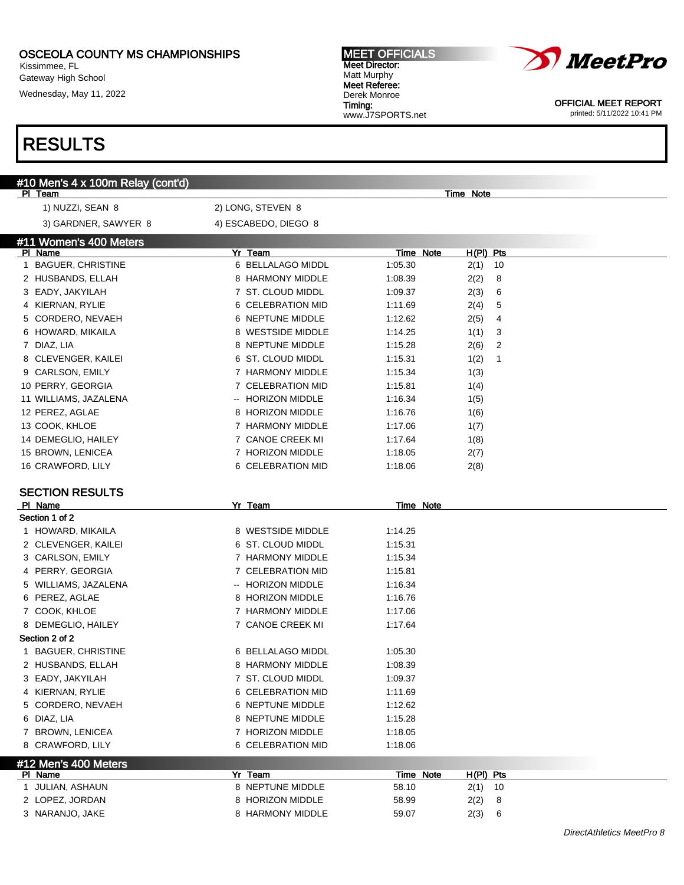OSCEOLA COUNTY MS CHAMPIONSHIPS
Kissimmee, FL
Gateway High School
Wednesday, May 11, 2022

MEET OFFICIALS
Meet Director:
Matt Murphy
Meet Referee:
Derek Monroe
Timing:
www.J7SPORTS.net

OFFICIAL MEET REPORT
printed: 5/11/2022 10:41 PM

# RESULTS

## #10 Men's 4 x 100m Relay (cont'd)

| Pl | Team | Time | Note |
|---|---|---|---|
| | 1) NUZZI, SEAN 8 | 2) LONG, STEVEN 8 | |
| | 3) GARDNER, SAWYER 8 | 4) ESCABEDO, DIEGO 8 | |

## #11 Women's 400 Meters

| Pl | Name | Yr | Team | Time | Note | H(Pl) | Pts |
|---|---|---|---|---|---|---|---|
| 1 | BAGUER, CHRISTINE | 6 | BELLALAGO MIDDL | 1:05.30 | | 2(1) | 10 |
| 2 | HUSBANDS, ELLAH | 8 | HARMONY MIDDLE | 1:08.39 | | 2(2) | 8 |
| 3 | EADY, JAKYILAH | 7 | ST. CLOUD MIDDL | 1:09.37 | | 2(3) | 6 |
| 4 | KIERNAN, RYLIE | 6 | CELEBRATION MID | 1:11.69 | | 2(4) | 5 |
| 5 | CORDERO, NEVAEH | 6 | NEPTUNE MIDDLE | 1:12.62 | | 2(5) | 4 |
| 6 | HOWARD, MIKAILA | 8 | WESTSIDE MIDDLE | 1:14.25 | | 1(1) | 3 |
| 7 | DIAZ, LIA | 8 | NEPTUNE MIDDLE | 1:15.28 | | 2(6) | 2 |
| 8 | CLEVENGER, KAILEI | 6 | ST. CLOUD MIDDL | 1:15.31 | | 1(2) | 1 |
| 9 | CARLSON, EMILY | 7 | HARMONY MIDDLE | 1:15.34 | | 1(3) | |
| 10 | PERRY, GEORGIA | 7 | CELEBRATION MID | 1:15.81 | | 1(4) | |
| 11 | WILLIAMS, JAZALENA | -- | HORIZON MIDDLE | 1:16.34 | | 1(5) | |
| 12 | PEREZ, AGLAE | 8 | HORIZON MIDDLE | 1:16.76 | | 1(6) | |
| 13 | COOK, KHLOE | 7 | HARMONY MIDDLE | 1:17.06 | | 1(7) | |
| 14 | DEMEGLIO, HAILEY | 7 | CANOE CREEK MI | 1:17.64 | | 1(8) | |
| 15 | BROWN, LENICEA | 7 | HORIZON MIDDLE | 1:18.05 | | 2(7) | |
| 16 | CRAWFORD, LILY | 6 | CELEBRATION MID | 1:18.06 | | 2(8) | |

### SECTION RESULTS

| Pl | Name | Yr | Team | Time | Note |
|---|---|---|---|---|---|
| **Section 1 of 2** | | | | | |
| 1 | HOWARD, MIKAILA | 8 | WESTSIDE MIDDLE | 1:14.25 | |
| 2 | CLEVENGER, KAILEI | 6 | ST. CLOUD MIDDL | 1:15.31 | |
| 3 | CARLSON, EMILY | 7 | HARMONY MIDDLE | 1:15.34 | |
| 4 | PERRY, GEORGIA | 7 | CELEBRATION MID | 1:15.81 | |
| 5 | WILLIAMS, JAZALENA | -- | HORIZON MIDDLE | 1:16.34 | |
| 6 | PEREZ, AGLAE | 8 | HORIZON MIDDLE | 1:16.76 | |
| 7 | COOK, KHLOE | 7 | HARMONY MIDDLE | 1:17.06 | |
| 8 | DEMEGLIO, HAILEY | 7 | CANOE CREEK MI | 1:17.64 | |
| **Section 2 of 2** | | | | | |
| 1 | BAGUER, CHRISTINE | 6 | BELLALAGO MIDDL | 1:05.30 | |
| 2 | HUSBANDS, ELLAH | 8 | HARMONY MIDDLE | 1:08.39 | |
| 3 | EADY, JAKYILAH | 7 | ST. CLOUD MIDDL | 1:09.37 | |
| 4 | KIERNAN, RYLIE | 6 | CELEBRATION MID | 1:11.69 | |
| 5 | CORDERO, NEVAEH | 6 | NEPTUNE MIDDLE | 1:12.62 | |
| 6 | DIAZ, LIA | 8 | NEPTUNE MIDDLE | 1:15.28 | |
| 7 | BROWN, LENICEA | 7 | HORIZON MIDDLE | 1:18.05 | |
| 8 | CRAWFORD, LILY | 6 | CELEBRATION MID | 1:18.06 | |

## #12 Men's 400 Meters

| Pl | Name | Yr | Team | Time | Note | H(Pl) | Pts |
|---|---|---|---|---|---|---|---|
| 1 | JULIAN, ASHAUN | 8 | NEPTUNE MIDDLE | 58.10 | | 2(1) | 10 |
| 2 | LOPEZ, JORDAN | 8 | HORIZON MIDDLE | 58.99 | | 2(2) | 8 |
| 3 | NARANJO, JAKE | 8 | HARMONY MIDDLE | 59.07 | | 2(3) | 6 |

*DirectAthletics MeetPro 8*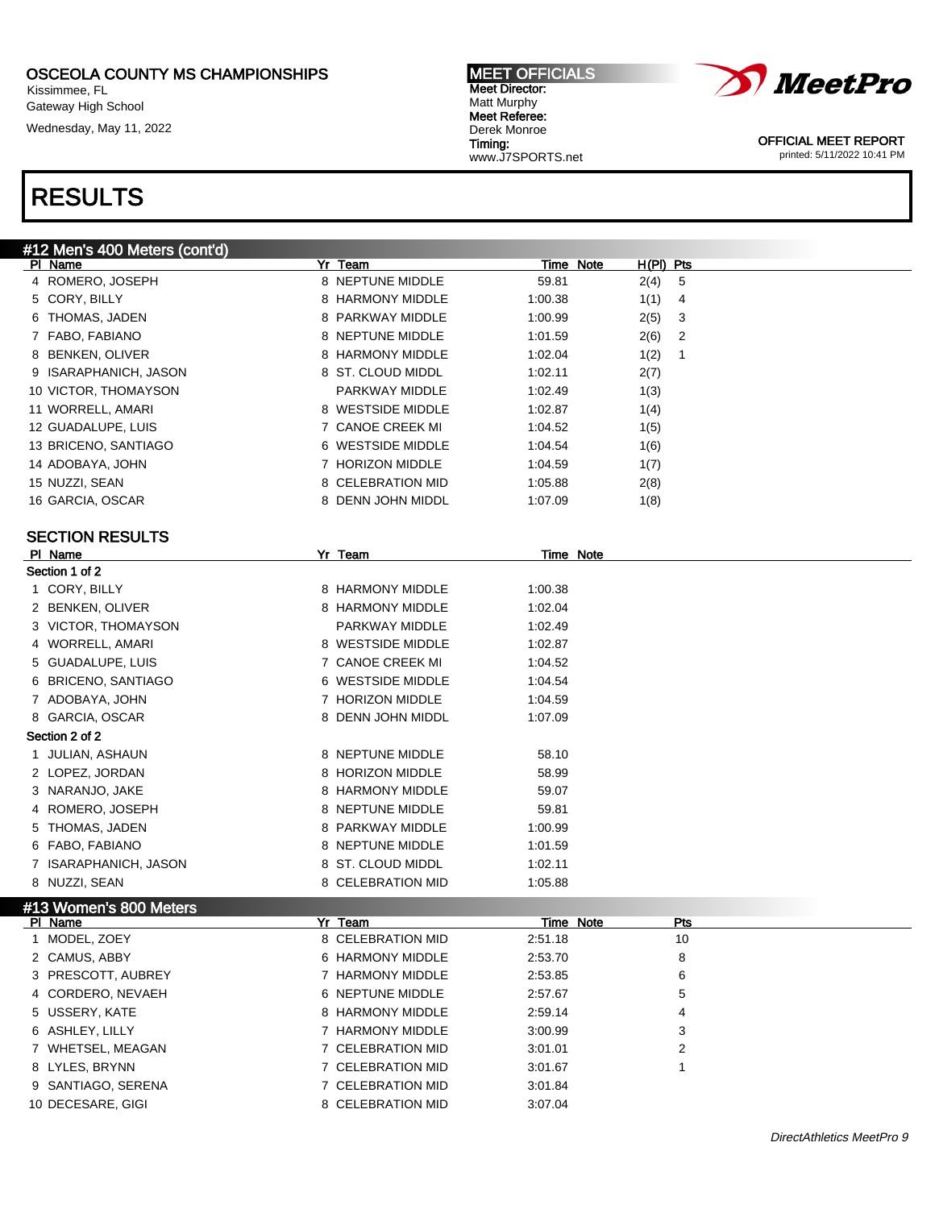OSCEOLA COUNTY MS CHAMPIONSHIPS
Kissimmee, FL
Gateway High School
Wednesday, May 11, 2022

MEET OFFICIALS
Meet Director:
Matt Murphy
Meet Referee:
Derek Monroe
Timing:
www.J7SPORTS.net

OFFICIAL MEET REPORT
printed: 5/11/2022 10:41 PM

# RESULTS

## #12 Men's 400 Meters (cont'd)

| Pl | Name | Yr | Team | Time | Note | H(Pl) | Pts |
|---|---|---|---|---|---|---|---|
| 4 | ROMERO, JOSEPH | 8 | NEPTUNE MIDDLE | 59.81 | | 2(4) | 5 |
| 5 | CORY, BILLY | 8 | HARMONY MIDDLE | 1:00.38 | | 1(1) | 4 |
| 6 | THOMAS, JADEN | 8 | PARKWAY MIDDLE | 1:00.99 | | 2(5) | 3 |
| 7 | FABO, FABIANO | 8 | NEPTUNE MIDDLE | 1:01.59 | | 2(6) | 2 |
| 8 | BENKEN, OLIVER | 8 | HARMONY MIDDLE | 1:02.04 | | 1(2) | 1 |
| 9 | ISARAPHANICH, JASON | 8 | ST. CLOUD MIDDL | 1:02.11 | | 2(7) | |
| 10 | VICTOR, THOMAYSON | | PARKWAY MIDDLE | 1:02.49 | | 1(3) | |
| 11 | WORRELL, AMARI | 8 | WESTSIDE MIDDLE | 1:02.87 | | 1(4) | |
| 12 | GUADALUPE, LUIS | 7 | CANOE CREEK MI | 1:04.52 | | 1(5) | |
| 13 | BRICENO, SANTIAGO | 6 | WESTSIDE MIDDLE | 1:04.54 | | 1(6) | |
| 14 | ADOBAYA, JOHN | 7 | HORIZON MIDDLE | 1:04.59 | | 1(7) | |
| 15 | NUZZI, SEAN | 8 | CELEBRATION MID | 1:05.88 | | 2(8) | |
| 16 | GARCIA, OSCAR | 8 | DENN JOHN MIDDL | 1:07.09 | | 1(8) | |

### SECTION RESULTS

| Pl | Name | Yr | Team | Time | Note |
|---|---|---|---|---|---|
| **Section 1 of 2** | | | | | |
| 1 | CORY, BILLY | 8 | HARMONY MIDDLE | 1:00.38 | |
| 2 | BENKEN, OLIVER | 8 | HARMONY MIDDLE | 1:02.04 | |
| 3 | VICTOR, THOMAYSON | | PARKWAY MIDDLE | 1:02.49 | |
| 4 | WORRELL, AMARI | 8 | WESTSIDE MIDDLE | 1:02.87 | |
| 5 | GUADALUPE, LUIS | 7 | CANOE CREEK MI | 1:04.52 | |
| 6 | BRICENO, SANTIAGO | 6 | WESTSIDE MIDDLE | 1:04.54 | |
| 7 | ADOBAYA, JOHN | 7 | HORIZON MIDDLE | 1:04.59 | |
| 8 | GARCIA, OSCAR | 8 | DENN JOHN MIDDL | 1:07.09 | |
| **Section 2 of 2** | | | | | |
| 1 | JULIAN, ASHAUN | 8 | NEPTUNE MIDDLE | 58.10 | |
| 2 | LOPEZ, JORDAN | 8 | HORIZON MIDDLE | 58.99 | |
| 3 | NARANJO, JAKE | 8 | HARMONY MIDDLE | 59.07 | |
| 4 | ROMERO, JOSEPH | 8 | NEPTUNE MIDDLE | 59.81 | |
| 5 | THOMAS, JADEN | 8 | PARKWAY MIDDLE | 1:00.99 | |
| 6 | FABO, FABIANO | 8 | NEPTUNE MIDDLE | 1:01.59 | |
| 7 | ISARAPHANICH, JASON | 8 | ST. CLOUD MIDDL | 1:02.11 | |
| 8 | NUZZI, SEAN | 8 | CELEBRATION MID | 1:05.88 | |

## #13 Women's 800 Meters

| Pl | Name | Yr | Team | Time | Note | Pts |
|---|---|---|---|---|---|---|
| 1 | MODEL, ZOEY | 8 | CELEBRATION MID | 2:51.18 | | 10 |
| 2 | CAMUS, ABBY | 6 | HARMONY MIDDLE | 2:53.70 | | 8 |
| 3 | PRESCOTT, AUBREY | 7 | HARMONY MIDDLE | 2:53.85 | | 6 |
| 4 | CORDERO, NEVAEH | 6 | NEPTUNE MIDDLE | 2:57.67 | | 5 |
| 5 | USSERY, KATE | 8 | HARMONY MIDDLE | 2:59.14 | | 4 |
| 6 | ASHLEY, LILLY | 7 | HARMONY MIDDLE | 3:00.99 | | 3 |
| 7 | WHETSEL, MEAGAN | 7 | CELEBRATION MID | 3:01.01 | | 2 |
| 8 | LYLES, BRYNN | 7 | CELEBRATION MID | 3:01.67 | | 1 |
| 9 | SANTIAGO, SERENA | 7 | CELEBRATION MID | 3:01.84 | | |
| 10 | DECESARE, GIGI | 8 | CELEBRATION MID | 3:07.04 | | |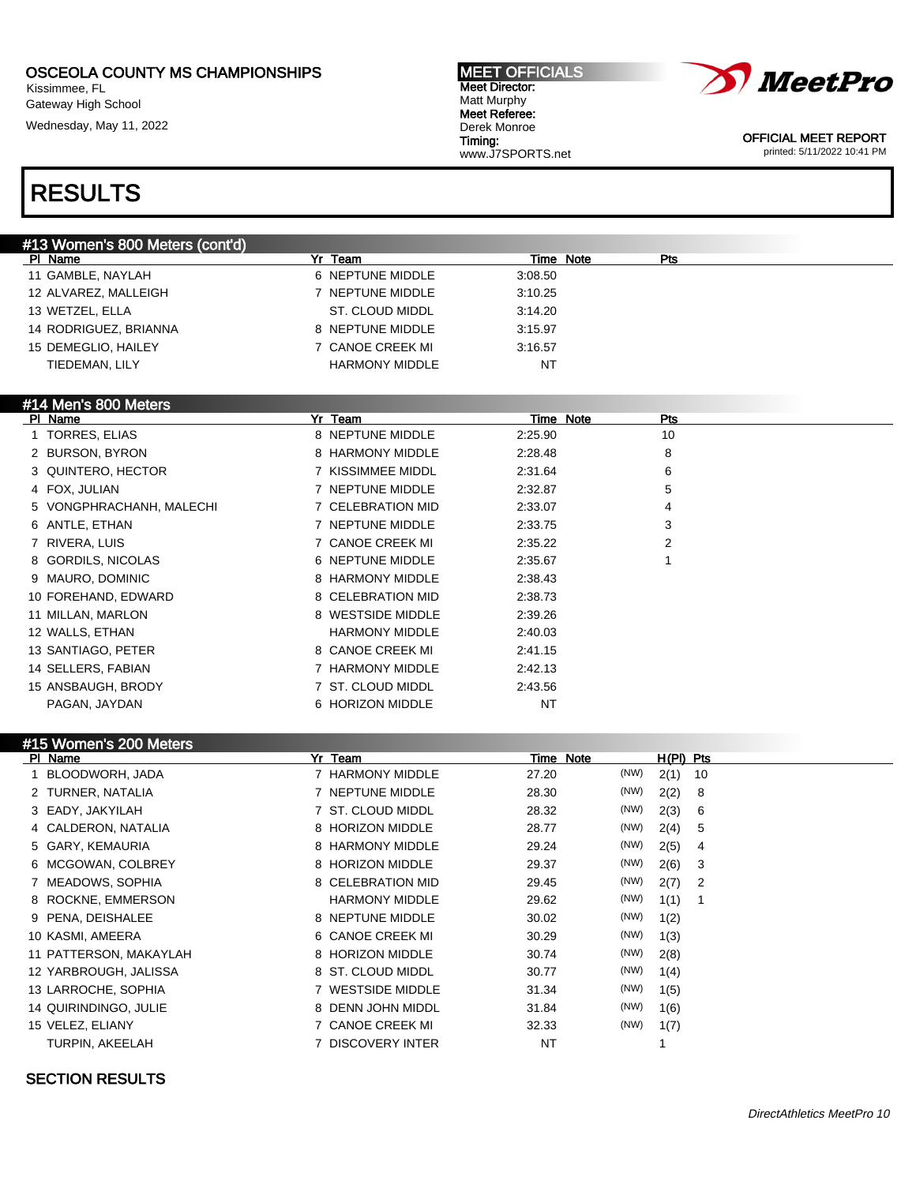OSCEOLA COUNTY MS CHAMPIONSHIPS
Kissimmee, FL
Gateway High School
Wednesday, May 11, 2022

MEET OFFICIALS
Meet Director:
Matt Murphy
Meet Referee:
Derek Monroe
Timing:
www.J7SPORTS.net

OFFICIAL MEET REPORT
printed: 5/11/2022 10:41 PM

# RESULTS

## #13 Women's 800 Meters (cont'd)

| Pl | Name | Yr | Team | Time | Note | Pts |
|---|---|---|---|---|---|---|
| 11 | GAMBLE, NAYLAH | 6 | NEPTUNE MIDDLE | 3:08.50 | | |
| 12 | ALVAREZ, MALLEIGH | 7 | NEPTUNE MIDDLE | 3:10.25 | | |
| 13 | WETZEL, ELLA | | ST. CLOUD MIDDL | 3:14.20 | | |
| 14 | RODRIGUEZ, BRIANNA | 8 | NEPTUNE MIDDLE | 3:15.97 | | |
| 15 | DEMEGLIO, HAILEY | 7 | CANOE CREEK MI | 3:16.57 | | |
| | TIEDEMAN, LILY | | HARMONY MIDDLE | NT | | |

## #14 Men's 800 Meters

| Pl | Name | Yr | Team | Time | Note | Pts |
|---|---|---|---|---|---|---|
| 1 | TORRES, ELIAS | 8 | NEPTUNE MIDDLE | 2:25.90 | | 10 |
| 2 | BURSON, BYRON | 8 | HARMONY MIDDLE | 2:28.48 | | 8 |
| 3 | QUINTERO, HECTOR | 7 | KISSIMMEE MIDDL | 2:31.64 | | 6 |
| 4 | FOX, JULIAN | 7 | NEPTUNE MIDDLE | 2:32.87 | | 5 |
| 5 | VONGPHRACHANH, MALECHI | 7 | CELEBRATION MID | 2:33.07 | | 4 |
| 6 | ANTLE, ETHAN | 7 | NEPTUNE MIDDLE | 2:33.75 | | 3 |
| 7 | RIVERA, LUIS | 7 | CANOE CREEK MI | 2:35.22 | | 2 |
| 8 | GORDILS, NICOLAS | 6 | NEPTUNE MIDDLE | 2:35.67 | | 1 |
| 9 | MAURO, DOMINIC | 8 | HARMONY MIDDLE | 2:38.43 | | |
| 10 | FOREHAND, EDWARD | 8 | CELEBRATION MID | 2:38.73 | | |
| 11 | MILLAN, MARLON | 8 | WESTSIDE MIDDLE | 2:39.26 | | |
| 12 | WALLS, ETHAN | | HARMONY MIDDLE | 2:40.03 | | |
| 13 | SANTIAGO, PETER | 8 | CANOE CREEK MI | 2:41.15 | | |
| 14 | SELLERS, FABIAN | 7 | HARMONY MIDDLE | 2:42.13 | | |
| 15 | ANSBAUGH, BRODY | 7 | ST. CLOUD MIDDL | 2:43.56 | | |
| | PAGAN, JAYDAN | 6 | HORIZON MIDDLE | NT | | |

## #15 Women's 200 Meters

| Pl | Name | Yr | Team | Time | Note | | H(Pl) | Pts |
|---|---|---|---|---|---|---|---|---|
| 1 | BLOODWORTH, JADA | 7 | HARMONY MIDDLE | 27.20 | | (NW) | 2(1) | 10 |
| 2 | TURNER, NATALIA | 7 | NEPTUNE MIDDLE | 28.30 | | (NW) | 2(2) | 8 |
| 3 | EADY, JAKYILAH | 7 | ST. CLOUD MIDDL | 28.32 | | (NW) | 2(3) | 6 |
| 4 | CALDERON, NATALIA | 8 | HORIZON MIDDLE | 28.77 | | (NW) | 2(4) | 5 |
| 5 | GARY, KEMAURIA | 8 | HARMONY MIDDLE | 29.24 | | (NW) | 2(5) | 4 |
| 6 | MCGOWAN, COLBREY | 8 | HORIZON MIDDLE | 29.37 | | (NW) | 2(6) | 3 |
| 7 | MEADOWS, SOPHIA | 8 | CELEBRATION MID | 29.45 | | (NW) | 2(7) | 2 |
| 8 | ROCKNE, EMMERSON | | HARMONY MIDDLE | 29.62 | | (NW) | 1(1) | 1 |
| 9 | PENA, DEISHALEE | 8 | NEPTUNE MIDDLE | 30.02 | | (NW) | 1(2) | |
| 10 | KASMI, AMEERA | 6 | CANOE CREEK MI | 30.29 | | (NW) | 1(3) | |
| 11 | PATTERSON, MAKAYLAH | 8 | HORIZON MIDDLE | 30.74 | | (NW) | 2(8) | |
| 12 | YARBROUGH, JALISSA | 8 | ST. CLOUD MIDDL | 30.77 | | (NW) | 1(4) | |
| 13 | LARROCHE, SOPHIA | 7 | WESTSIDE MIDDLE | 31.34 | | (NW) | 1(5) | |
| 14 | QUIRINDINGO, JULIE | 8 | DENN JOHN MIDDL | 31.84 | | (NW) | 1(6) | |
| 15 | VELEZ, ELIANY | 7 | CANOE CREEK MI | 32.33 | | (NW) | 1(7) | |
| | TURPIN, AKEELAH | 7 | DISCOVERY INTER | NT | | | 1 | |

SECTION RESULTS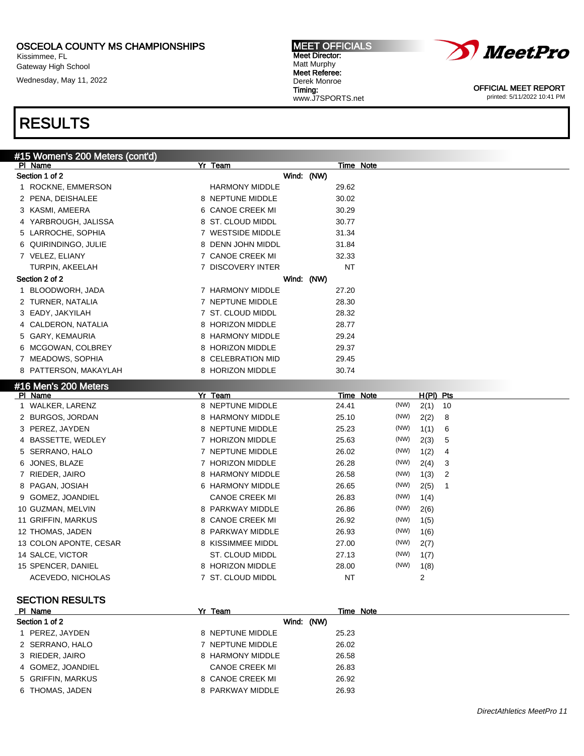OSCEOLA COUNTY MS CHAMPIONSHIPS
Kissimmee, FL
Gateway High School
Wednesday, May 11, 2022

MEET OFFICIALS
Meet Director:
Matt Murphy
Meet Referee:
Derek Monroe
Timing:
www.J7SPORTS.net

OFFICIAL MEET REPORT
printed: 5/11/2022 10:41 PM

# RESULTS

## #15 Women's 200 Meters (cont'd)

**Section 1 of 2** — Wind: (NW)

| Pl | Name | Yr | Team | Time | Note |
|---|---|---|---|---|---|
| 1 | ROCKNE, EMMERSON | | HARMONY MIDDLE | 29.62 | |
| 2 | PENA, DEISHALEE | 8 | NEPTUNE MIDDLE | 30.02 | |
| 3 | KASMI, AMEERA | 6 | CANOE CREEK MI | 30.29 | |
| 4 | YARBROUGH, JALISSA | 8 | ST. CLOUD MIDDL | 30.77 | |
| 5 | LARROCHE, SOPHIA | 7 | WESTSIDE MIDDLE | 31.34 | |
| 6 | QUIRINDINGO, JULIE | 8 | DENN JOHN MIDDL | 31.84 | |
| 7 | VELEZ, ELIANY | 7 | CANOE CREEK MI | 32.33 | |
| | TURPIN, AKEELAH | 7 | DISCOVERY INTER | NT | |

**Section 2 of 2** — Wind: (NW)

| Pl | Name | Yr | Team | Time | Note |
|---|---|---|---|---|---|
| 1 | BLOODWORH, JADA | 7 | HARMONY MIDDLE | 27.20 | |
| 2 | TURNER, NATALIA | 7 | NEPTUNE MIDDLE | 28.30 | |
| 3 | EADY, JAKYILAH | 7 | ST. CLOUD MIDDL | 28.32 | |
| 4 | CALDERON, NATALIA | 8 | HORIZON MIDDLE | 28.77 | |
| 5 | GARY, KEMAURIA | 8 | HARMONY MIDDLE | 29.24 | |
| 6 | MCGOWAN, COLBREY | 8 | HORIZON MIDDLE | 29.37 | |
| 7 | MEADOWS, SOPHIA | 8 | CELEBRATION MID | 29.45 | |
| 8 | PATTERSON, MAKAYLAH | 8 | HORIZON MIDDLE | 30.74 | |

## #16 Men's 200 Meters

| Pl | Name | Yr | Team | Time | Note | | H(Pl) | Pts |
|---|---|---|---|---|---|---|---|---|
| 1 | WALKER, LARENZ | 8 | NEPTUNE MIDDLE | 24.41 | | (NW) | 2(1) | 10 |
| 2 | BURGOS, JORDAN | 8 | HARMONY MIDDLE | 25.10 | | (NW) | 2(2) | 8 |
| 3 | PEREZ, JAYDEN | 8 | NEPTUNE MIDDLE | 25.23 | | (NW) | 1(1) | 6 |
| 4 | BASSETTE, WEDLEY | 7 | HORIZON MIDDLE | 25.63 | | (NW) | 2(3) | 5 |
| 5 | SERRANO, HALO | 7 | NEPTUNE MIDDLE | 26.02 | | (NW) | 1(2) | 4 |
| 6 | JONES, BLAZE | 7 | HORIZON MIDDLE | 26.28 | | (NW) | 2(4) | 3 |
| 7 | RIEDER, JAIRO | 8 | HARMONY MIDDLE | 26.58 | | (NW) | 1(3) | 2 |
| 8 | PAGAN, JOSIAH | 6 | HARMONY MIDDLE | 26.65 | | (NW) | 2(5) | 1 |
| 9 | GOMEZ, JOANDIEL | | CANOE CREEK MI | 26.83 | | (NW) | 1(4) | |
| 10 | GUZMAN, MELVIN | 8 | PARKWAY MIDDLE | 26.86 | | (NW) | 2(6) | |
| 11 | GRIFFIN, MARKUS | 8 | CANOE CREEK MI | 26.92 | | (NW) | 1(5) | |
| 12 | THOMAS, JADEN | 8 | PARKWAY MIDDLE | 26.93 | | (NW) | 1(6) | |
| 13 | COLON APONTE, CESAR | 8 | KISSIMMEE MIDDL | 27.00 | | (NW) | 2(7) | |
| 14 | SALCE, VICTOR | | ST. CLOUD MIDDL | 27.13 | | (NW) | 1(7) | |
| 15 | SPENCER, DANIEL | 8 | HORIZON MIDDLE | 28.00 | | (NW) | 1(8) | |
| | ACEVEDO, NICHOLAS | 7 | ST. CLOUD MIDDL | NT | | | 2 | |

### SECTION RESULTS

**Section 1 of 2** — Wind: (NW)

| Pl | Name | Yr | Team | Time | Note |
|---|---|---|---|---|---|
| 1 | PEREZ, JAYDEN | 8 | NEPTUNE MIDDLE | 25.23 | |
| 2 | SERRANO, HALO | 7 | NEPTUNE MIDDLE | 26.02 | |
| 3 | RIEDER, JAIRO | 8 | HARMONY MIDDLE | 26.58 | |
| 4 | GOMEZ, JOANDIEL | | CANOE CREEK MI | 26.83 | |
| 5 | GRIFFIN, MARKUS | 8 | CANOE CREEK MI | 26.92 | |
| 6 | THOMAS, JADEN | 8 | PARKWAY MIDDLE | 26.93 | |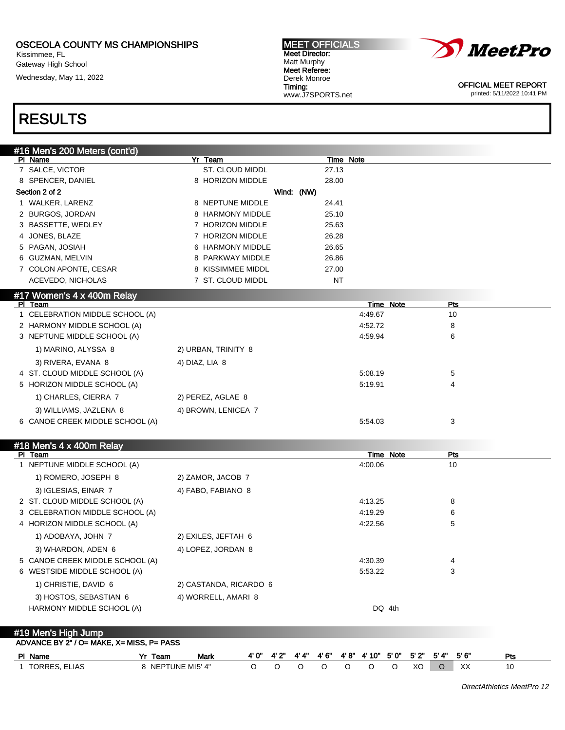OSCEOLA COUNTY MS CHAMPIONSHIPS
Kissimmee, FL
Gateway High School
Wednesday, May 11, 2022

**MEET OFFICIALS**
**Meet Director:** Matt Murphy
**Meet Referee:** Derek Monroe
**Timing:** www.J7SPORTS.net

OFFICIAL MEET REPORT
printed: 5/11/2022 10:41 PM

# RESULTS

## #16 Men's 200 Meters (cont'd)

| Pl | Name | Yr | Team | Time | Note |
|---|---|---|---|---|---|
| 7 | SALCE, VICTOR | | ST. CLOUD MIDDL | 27.13 | |
| 8 | SPENCER, DANIEL | 8 | HORIZON MIDDLE | 28.00 | |

**Section 2 of 2** Wind: (NW)

| Pl | Name | Yr | Team | Time | Note |
|---|---|---|---|---|---|
| 1 | WALKER, LARENZ | 8 | NEPTUNE MIDDLE | 24.41 | |
| 2 | BURGOS, JORDAN | 8 | HARMONY MIDDLE | 25.10 | |
| 3 | BASSETTE, WEDLEY | 7 | HORIZON MIDDLE | 25.63 | |
| 4 | JONES, BLAZE | 7 | HORIZON MIDDLE | 26.28 | |
| 5 | PAGAN, JOSIAH | 6 | HARMONY MIDDLE | 26.65 | |
| 6 | GUZMAN, MELVIN | 8 | PARKWAY MIDDLE | 26.86 | |
| 7 | COLON APONTE, CESAR | 8 | KISSIMMEE MIDDL | 27.00 | |
| | ACEVEDO, NICHOLAS | 7 | ST. CLOUD MIDDL | NT | |

## #17 Women's 4 x 400m Relay

| Pl | Team | Time | Note | Pts |
|---|---|---|---|---|
| 1 | CELEBRATION MIDDLE SCHOOL (A) | 4:49.67 | | 10 |
| 2 | HARMONY MIDDLE SCHOOL (A) | 4:52.72 | | 8 |
| 3 | NEPTUNE MIDDLE SCHOOL (A) | 4:59.94 | | 6 |
| | 1) MARINO, ALYSSA 8; 2) URBAN, TRINITY 8; 3) RIVERA, EVANA 8; 4) DIAZ, LIA 8 | | | |
| 4 | ST. CLOUD MIDDLE SCHOOL (A) | 5:08.19 | | 5 |
| 5 | HORIZON MIDDLE SCHOOL (A) | 5:19.91 | | 4 |
| | 1) CHARLES, CIERRA 7; 2) PEREZ, AGLAE 8; 3) WILLIAMS, JAZLENA 8; 4) BROWN, LENICEA 7 | | | |
| 6 | CANOE CREEK MIDDLE SCHOOL (A) | 5:54.03 | | 3 |

## #18 Men's 4 x 400m Relay

| Pl | Team | Time | Note | Pts |
|---|---|---|---|---|
| 1 | NEPTUNE MIDDLE SCHOOL (A) | 4:00.06 | | 10 |
| | 1) ROMERO, JOSEPH 8; 2) ZAMOR, JACOB 7; 3) IGLESIAS, EINAR 7; 4) FABO, FABIANO 8 | | | |
| 2 | ST. CLOUD MIDDLE SCHOOL (A) | 4:13.25 | | 8 |
| 3 | CELEBRATION MIDDLE SCHOOL (A) | 4:19.29 | | 6 |
| 4 | HORIZON MIDDLE SCHOOL (A) | 4:22.56 | | 5 |
| | 1) ADOBAYA, JOHN 7; 2) EXILES, JEFTAH 6; 3) WHARDON, ADEN 6; 4) LOPEZ, JORDAN 8 | | | |
| 5 | CANOE CREEK MIDDLE SCHOOL (A) | 4:30.39 | | 4 |
| 6 | WESTSIDE MIDDLE SCHOOL (A) | 5:53.22 | | 3 |
| | 1) CHRISTIE, DAVID 6; 2) CASTANDA, RICARDO 6; 3) HOSTOS, SEBASTIAN 6; 4) WORRELL, AMARI 8 | | | |
| | HARMONY MIDDLE SCHOOL (A) | DQ | 4th | |

## #19 Men's High Jump

ADVANCE BY 2" / O= MAKE, X= MISS, P= PASS

| Pl | Name | Yr | Team | Mark | 4' 0" | 4' 2" | 4' 4" | 4' 6" | 4' 8" | 4' 10" | 5' 0" | 5' 2" | 5' 4" | 5' 6" | Pts |
|---|---|---|---|---|---|---|---|---|---|---|---|---|---|---|---|
| 1 | TORRES, ELIAS | 8 | NEPTUNE MI | 5' 4" | O | O | O | O | O | O | O | XO | O | XX | 10 |

DirectAthletics MeetPro 12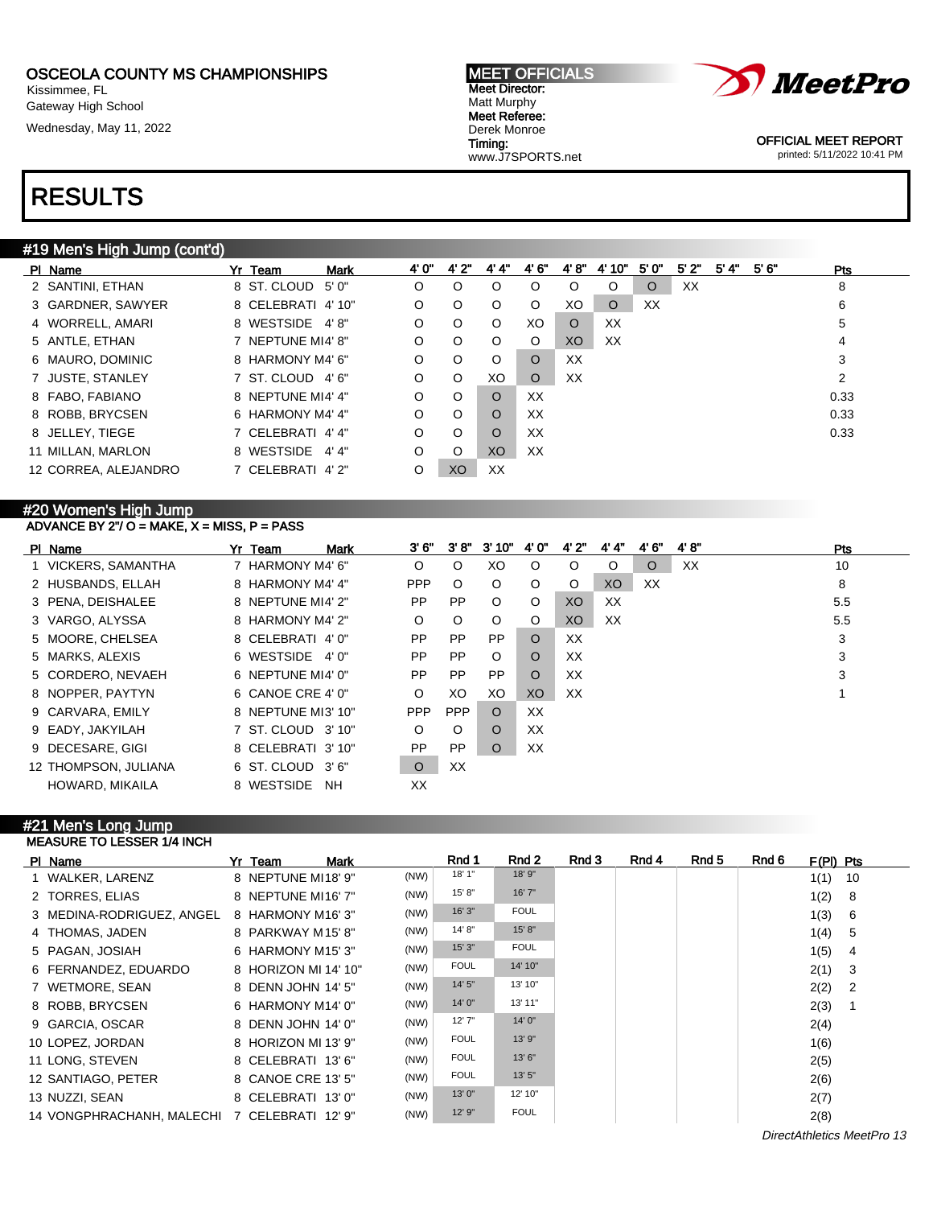OSCEOLA COUNTY MS CHAMPIONSHIPS
Kissimmee, FL
Gateway High School
Wednesday, May 11, 2022

MEET OFFICIALS
Meet Director:
Matt Murphy
Meet Referee:
Derek Monroe
Timing:
www.J7SPORTS.net

OFFICIAL MEET REPORT
printed: 5/11/2022 10:41 PM

# RESULTS

## #19 Men's High Jump (cont'd)

| Pl | Name | Yr | Team | Mark | 4' 0" | 4' 2" | 4' 4" | 4' 6" | 4' 8" | 4' 10" | 5' 0" | 5' 2" | 5' 4" | 5' 6" | Pts |
|---|---|---|---|---|---|---|---|---|---|---|---|---|---|---|---|
| 2 | SANTINI, ETHAN | 8 | ST. CLOUD | 5' 0" | O | O | O | O | O | O | O | XX | | | 8 |
| 3 | GARDNER, SAWYER | 8 | CELEBRATI | 4' 10" | O | O | O | O | XO | O | XX | | | | 6 |
| 4 | WORRELL, AMARI | 8 | WESTSIDE | 4' 8" | O | O | O | XO | O | XX | | | | | 5 |
| 5 | ANTLE, ETHAN | 7 | NEPTUNE MI | 4' 8" | O | O | O | O | XO | XX | | | | | 4 |
| 6 | MAURO, DOMINIC | 8 | HARMONY M | 4' 6" | O | O | O | O | XX | | | | | | 3 |
| 7 | JUSTE, STANLEY | 7 | ST. CLOUD | 4' 6" | O | O | XO | O | XX | | | | | | 2 |
| 8 | FABO, FABIANO | 8 | NEPTUNE MI | 4' 4" | O | O | O | XX | | | | | | | 0.33 |
| 8 | ROBB, BRYCSEN | 6 | HARMONY M | 4' 4" | O | O | O | XX | | | | | | | 0.33 |
| 8 | JELLEY, TIEGE | 7 | CELEBRATI | 4' 4" | O | O | O | XX | | | | | | | 0.33 |
| 11 | MILLAN, MARLON | 8 | WESTSIDE | 4' 4" | O | O | XO | XX | | | | | | | |
| 12 | CORREA, ALEJANDRO | 7 | CELEBRATI | 4' 2" | O | XO | XX | | | | | | | | |

## #20 Women's High Jump

ADVANCE BY 2"/ O = MAKE, X = MISS, P = PASS

| Pl | Name | Yr | Team | Mark | 3' 6" | 3' 8" | 3' 10" | 4' 0" | 4' 2" | 4' 4" | 4' 6" | 4' 8" | Pts |
|---|---|---|---|---|---|---|---|---|---|---|---|---|---|
| 1 | VICKERS, SAMANTHA | 7 | HARMONY M | 4' 6" | O | O | XO | O | O | O | O | XX | 10 |
| 2 | HUSBANDS, ELLAH | 8 | HARMONY M | 4' 4" | PPP | O | O | O | O | XO | XX | | 8 |
| 3 | PENA, DEISHALEE | 8 | NEPTUNE MI | 4' 2" | PP | PP | O | O | XO | XX | | | 5.5 |
| 3 | VARGO, ALYSSA | 8 | HARMONY M | 4' 2" | O | O | O | O | XO | XX | | | 5.5 |
| 5 | MOORE, CHELSEA | 8 | CELEBRATI | 4' 0" | PP | PP | PP | O | XX | | | | 3 |
| 5 | MARKS, ALEXIS | 6 | WESTSIDE | 4' 0" | PP | PP | O | O | XX | | | | 3 |
| 5 | CORDERO, NEVAEH | 6 | NEPTUNE MI | 4' 0" | PP | PP | PP | O | XX | | | | 3 |
| 8 | NOPPER, PAYTYN | 6 | CANOE CRE | 4' 0" | O | XO | XO | XO | XX | | | | 1 |
| 9 | CARVARA, EMILY | 8 | NEPTUNE MI | 3' 10" | PPP | PPP | O | XX | | | | | |
| 9 | EADY, JAKYILAH | 7 | ST. CLOUD | 3' 10" | O | O | O | XX | | | | | |
| 9 | DECESARE, GIGI | 8 | CELEBRATI | 3' 10" | PP | PP | O | XX | | | | | |
| 12 | THOMPSON, JULIANA | 6 | ST. CLOUD | 3' 6" | O | XX | | | | | | | |
| | HOWARD, MIKAILA | 8 | WESTSIDE | NH | XX | | | | | | | | |

## #21 Men's Long Jump

MEASURE TO LESSER 1/4 INCH

| Pl | Name | Yr | Team | Mark | | Rnd 1 | Rnd 2 | Rnd 3 | Rnd 4 | Rnd 5 | Rnd 6 | F(Pl) | Pts |
|---|---|---|---|---|---|---|---|---|---|---|---|---|---|
| 1 | WALKER, LARENZ | 8 | NEPTUNE MI | 18' 9" | (NW) | 18' 1" | 18' 9" | | | | | 1(1) | 10 |
| 2 | TORRES, ELIAS | 8 | NEPTUNE MI | 16' 7" | (NW) | 15' 8" | 16' 7" | | | | | 1(2) | 8 |
| 3 | MEDINA-RODRIGUEZ, ANGEL | 8 | HARMONY M | 16' 3" | (NW) | 16' 3" | FOUL | | | | | 1(3) | 6 |
| 4 | THOMAS, JADEN | 8 | PARKWAY M | 15' 8" | (NW) | 14' 8" | 15' 8" | | | | | 1(4) | 5 |
| 5 | PAGAN, JOSIAH | 6 | HARMONY M | 15' 3" | (NW) | 15' 3" | FOUL | | | | | 1(5) | 4 |
| 6 | FERNANDEZ, EDUARDO | 8 | HORIZON MI | 14' 10" | (NW) | FOUL | 14' 10" | | | | | 2(1) | 3 |
| 7 | WETMORE, SEAN | 8 | DENN JOHN | 14' 5" | (NW) | 14' 5" | 13' 10" | | | | | 2(2) | 2 |
| 8 | ROBB, BRYCSEN | 6 | HARMONY M | 14' 0" | (NW) | 14' 0" | 13' 11" | | | | | 2(3) | 1 |
| 9 | GARCIA, OSCAR | 8 | DENN JOHN | 14' 0" | (NW) | 12' 7" | 14' 0" | | | | | 2(4) | |
| 10 | LOPEZ, JORDAN | 8 | HORIZON MI | 13' 9" | (NW) | FOUL | 13' 9" | | | | | 1(6) | |
| 11 | LONG, STEVEN | 8 | CELEBRATI | 13' 6" | (NW) | FOUL | 13' 6" | | | | | 2(5) | |
| 12 | SANTIAGO, PETER | 8 | CANOE CRE | 13' 5" | (NW) | FOUL | 13' 5" | | | | | 2(6) | |
| 13 | NUZZI, SEAN | 8 | CELEBRATI | 13' 0" | (NW) | 13' 0" | 12' 10" | | | | | 2(7) | |
| 14 | VONGPHRACHANH, MALECHI | 7 | CELEBRATI | 12' 9" | (NW) | 12' 9" | FOUL | | | | | 2(8) | |

DirectAthletics MeetPro 13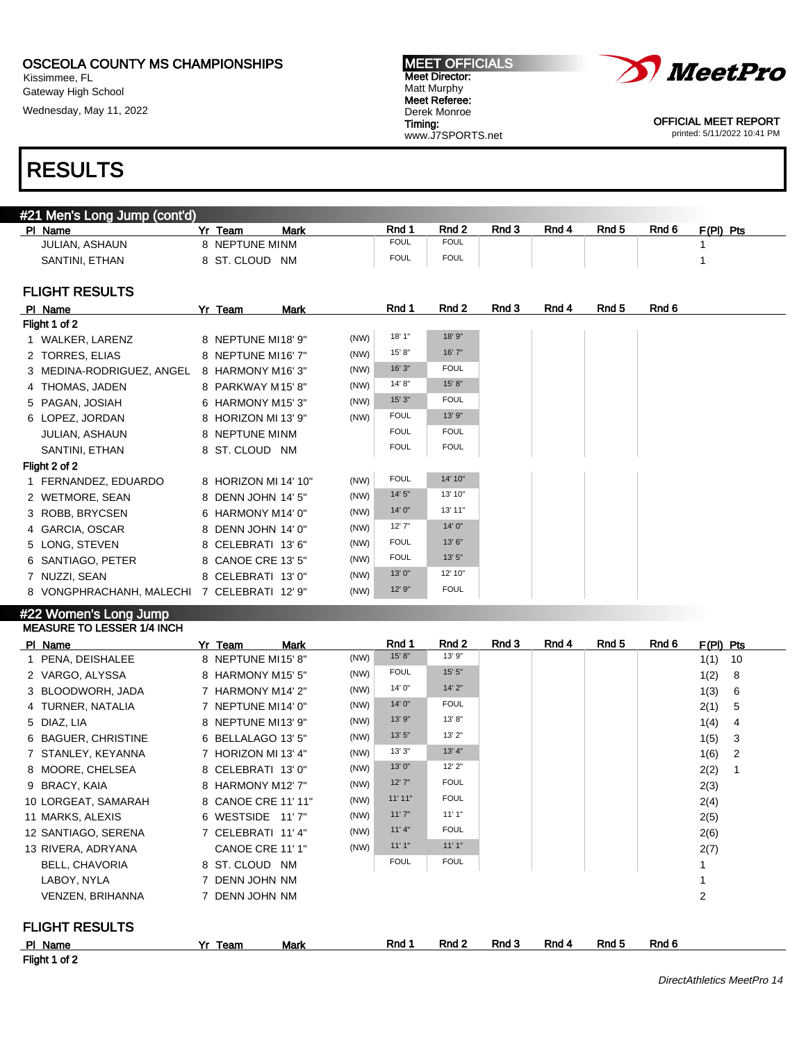OSCEOLA COUNTY MS CHAMPIONSHIPS
Kissimmee, FL
Gateway High School
Wednesday, May 11, 2022

MEET OFFICIALS
Meet Director:
Matt Murphy
Meet Referee:
Derek Monroe
Timing:
www.J7SPORTS.net

OFFICIAL MEET REPORT
printed: 5/11/2022 10:41 PM

# RESULTS

## #21 Men's Long Jump (cont'd)

| Pl | Name | Yr | Team | Mark | | Rnd 1 | Rnd 2 | Rnd 3 | Rnd 4 | Rnd 5 | Rnd 6 | F(Pl) | Pts |
|---|---|---|---|---|---|---|---|---|---|---|---|---|---|
| | JULIAN, ASHAUN | 8 | NEPTUNE MI | NM | | FOUL | FOUL | | | | | 1 | |
| | SANTINI, ETHAN | 8 | ST. CLOUD | NM | | FOUL | FOUL | | | | | 1 | |

### FLIGHT RESULTS

| Pl | Name | Yr | Team | Mark | | Rnd 1 | Rnd 2 | Rnd 3 | Rnd 4 | Rnd 5 | Rnd 6 |
|---|---|---|---|---|---|---|---|---|---|---|---|
| **Flight 1 of 2** | | | | | | | | | | | |
| 1 | WALKER, LARENZ | 8 | NEPTUNE MI | 18' 9" | (NW) | 18' 1" | 18' 9" | | | | |
| 2 | TORRES, ELIAS | 8 | NEPTUNE MI | 16' 7" | (NW) | 15' 8" | 16' 7" | | | | |
| 3 | MEDINA-RODRIGUEZ, ANGEL | 8 | HARMONY M | 16' 3" | (NW) | 16' 3" | FOUL | | | | |
| 4 | THOMAS, JADEN | 8 | PARKWAY M | 15' 8" | (NW) | 14' 8" | 15' 8" | | | | |
| 5 | PAGAN, JOSIAH | 6 | HARMONY M | 15' 3" | (NW) | 15' 3" | FOUL | | | | |
| 6 | LOPEZ, JORDAN | 8 | HORIZON MI | 13' 9" | (NW) | FOUL | 13' 9" | | | | |
| | JULIAN, ASHAUN | 8 | NEPTUNE MI | NM | | FOUL | FOUL | | | | |
| | SANTINI, ETHAN | 8 | ST. CLOUD | NM | | FOUL | FOUL | | | | |
| **Flight 2 of 2** | | | | | | | | | | | |
| 1 | FERNANDEZ, EDUARDO | 8 | HORIZON MI | 14' 10" | (NW) | FOUL | 14' 10" | | | | |
| 2 | WETMORE, SEAN | 8 | DENN JOHN | 14' 5" | (NW) | 14' 5" | 13' 10" | | | | |
| 3 | ROBB, BRYCSEN | 6 | HARMONY M | 14' 0" | (NW) | 14' 0" | 13' 11" | | | | |
| 4 | GARCIA, OSCAR | 8 | DENN JOHN | 14' 0" | (NW) | 12' 7" | 14' 0" | | | | |
| 5 | LONG, STEVEN | 8 | CELEBRATI | 13' 6" | (NW) | FOUL | 13' 6" | | | | |
| 6 | SANTIAGO, PETER | 8 | CANOE CRE | 13' 5" | (NW) | FOUL | 13' 5" | | | | |
| 7 | NUZZI, SEAN | 8 | CELEBRATI | 13' 0" | (NW) | 13' 0" | 12' 10" | | | | |
| 8 | VONGPHRACHANH, MALECHI | 7 | CELEBRATI | 12' 9" | (NW) | 12' 9" | FOUL | | | | |

## #22 Women's Long Jump

MEASURE TO LESSER 1/4 INCH

| Pl | Name | Yr | Team | Mark | | Rnd 1 | Rnd 2 | Rnd 3 | Rnd 4 | Rnd 5 | Rnd 6 | F(Pl) | Pts |
|---|---|---|---|---|---|---|---|---|---|---|---|---|---|
| 1 | PENA, DEISHALEE | 8 | NEPTUNE MI | 15' 8" | (NW) | 15' 8" | 13' 9" | | | | | 1(1) | 10 |
| 2 | VARGO, ALYSSA | 8 | HARMONY M | 15' 5" | (NW) | FOUL | 15' 5" | | | | | 1(2) | 8 |
| 3 | BLOODWORH, JADA | 7 | HARMONY M | 14' 2" | (NW) | 14' 0" | 14' 2" | | | | | 1(3) | 6 |
| 4 | TURNER, NATALIA | 7 | NEPTUNE MI | 14' 0" | (NW) | 14' 0" | FOUL | | | | | 2(1) | 5 |
| 5 | DIAZ, LIA | 8 | NEPTUNE MI | 13' 9" | (NW) | 13' 9" | 13' 8" | | | | | 1(4) | 4 |
| 6 | BAGUER, CHRISTINE | 6 | BELLALAGO | 13' 5" | (NW) | 13' 5" | 13' 2" | | | | | 1(5) | 3 |
| 7 | STANLEY, KEYANNA | 7 | HORIZON MI | 13' 4" | (NW) | 13' 3" | 13' 4" | | | | | 1(6) | 2 |
| 8 | MOORE, CHELSEA | 8 | CELEBRATI | 13' 0" | (NW) | 13' 0" | 12' 2" | | | | | 2(2) | 1 |
| 9 | BRACY, KAIA | 8 | HARMONY M | 12' 7" | (NW) | 12' 7" | FOUL | | | | | 2(3) | |
| 10 | LORGEAT, SAMARAH | 8 | CANOE CRE | 11' 11" | (NW) | 11' 11" | FOUL | | | | | 2(4) | |
| 11 | MARKS, ALEXIS | 6 | WESTSIDE | 11' 7" | (NW) | 11' 7" | 11' 1" | | | | | 2(5) | |
| 12 | SANTIAGO, SERENA | 7 | CELEBRATI | 11' 4" | (NW) | 11' 4" | FOUL | | | | | 2(6) | |
| 13 | RIVERA, ADRYANA | | CANOE CRE | 11' 1" | (NW) | 11' 1" | 11' 1" | | | | | 2(7) | |
| | BELL, CHAVORIA | 8 | ST. CLOUD | NM | | FOUL | FOUL | | | | | 1 | |
| | LABOY, NYLA | 7 | DENN JOHN | NM | | | | | | | | 1 | |
| | VENZEN, BRIHANNA | 7 | DENN JOHN | NM | | | | | | | | 2 | |

### FLIGHT RESULTS

| Pl | Name | Yr | Team | Mark | | Rnd 1 | Rnd 2 | Rnd 3 | Rnd 4 | Rnd 5 | Rnd 6 |
|---|---|---|---|---|---|---|---|---|---|---|---|
| **Flight 1 of 2** | | | | | | | | | | | |

DirectAthletics MeetPro 14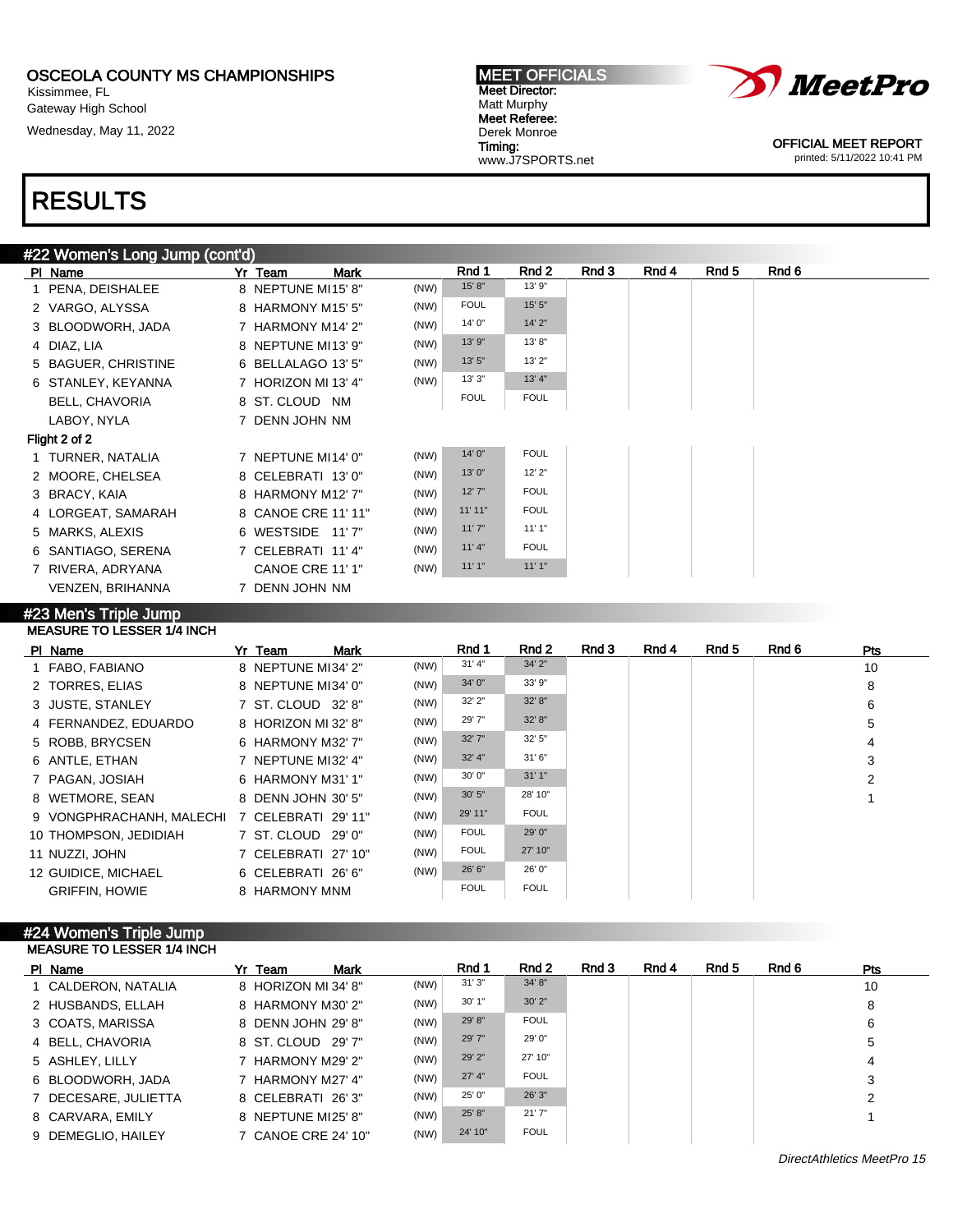OSCEOLA COUNTY MS CHAMPIONSHIPS
Kissimmee, FL
Gateway High School
Wednesday, May 11, 2022

MEET OFFICIALS
Meet Director:
Matt Murphy
Meet Referee:
Derek Monroe
Timing:
www.J7SPORTS.net

OFFICIAL MEET REPORT
printed: 5/11/2022 10:41 PM

# RESULTS

## #22 Women's Long Jump (cont'd)

| Pl | Name | Yr | Team | Mark | | Rnd 1 | Rnd 2 | Rnd 3 | Rnd 4 | Rnd 5 | Rnd 6 |
|---|---|---|---|---|---|---|---|---|---|---|---|
| 1 | PENA, DEISHALEE | 8 | NEPTUNE MI | 15' 8" | (NW) | 15' 8" | 13' 9" | | | | |
| 2 | VARGO, ALYSSA | 8 | HARMONY M | 15' 5" | (NW) | FOUL | 15' 5" | | | | |
| 3 | BLOODWORH, JADA | 7 | HARMONY M | 14' 2" | (NW) | 14' 0" | 14' 2" | | | | |
| 4 | DIAZ, LIA | 8 | NEPTUNE MI | 13' 9" | (NW) | 13' 9" | 13' 8" | | | | |
| 5 | BAGUER, CHRISTINE | 6 | BELLALAGO | 13' 5" | (NW) | 13' 5" | 13' 2" | | | | |
| 6 | STANLEY, KEYANNA | 7 | HORIZON MI | 13' 4" | (NW) | 13' 3" | 13' 4" | | | | |
| | BELL, CHAVORIA | 8 | ST. CLOUD | NM | | FOUL | FOUL | | | | |
| | LABOY, NYLA | 7 | DENN JOHN | NM | | | | | | | |
| **Flight 2 of 2** | | | | | | | | | | | |
| 1 | TURNER, NATALIA | 7 | NEPTUNE MI | 14' 0" | (NW) | 14' 0" | FOUL | | | | |
| 2 | MOORE, CHELSEA | 8 | CELEBRATI | 13' 0" | (NW) | 13' 0" | 12' 2" | | | | |
| 3 | BRACY, KAIA | 8 | HARMONY M | 12' 7" | (NW) | 12' 7" | FOUL | | | | |
| 4 | LORGEAT, SAMARAH | 8 | CANOE CRE | 11' 11" | (NW) | 11' 11" | FOUL | | | | |
| 5 | MARKS, ALEXIS | 6 | WESTSIDE | 11' 7" | (NW) | 11' 7" | 11' 1" | | | | |
| 6 | SANTIAGO, SERENA | 7 | CELEBRATI | 11' 4" | (NW) | 11' 4" | FOUL | | | | |
| 7 | RIVERA, ADRYANA | | CANOE CRE | 11' 1" | (NW) | 11' 1" | 11' 1" | | | | |
| | VENZEN, BRIHANNA | 7 | DENN JOHN | NM | | | | | | | |

## #23 Men's Triple Jump

MEASURE TO LESSER 1/4 INCH

| Pl | Name | Yr | Team | Mark | | Rnd 1 | Rnd 2 | Rnd 3 | Rnd 4 | Rnd 5 | Rnd 6 | Pts |
|---|---|---|---|---|---|---|---|---|---|---|---|---|
| 1 | FABO, FABIANO | 8 | NEPTUNE MI | 34' 2" | (NW) | 31' 4" | 34' 2" | | | | | 10 |
| 2 | TORRES, ELIAS | 8 | NEPTUNE MI | 34' 0" | (NW) | 34' 0" | 33' 9" | | | | | 8 |
| 3 | JUSTE, STANLEY | 7 | ST. CLOUD | 32' 8" | (NW) | 32' 2" | 32' 8" | | | | | 6 |
| 4 | FERNANDEZ, EDUARDO | 8 | HORIZON MI | 32' 8" | (NW) | 29' 7" | 32' 8" | | | | | 5 |
| 5 | ROBB, BRYCSEN | 6 | HARMONY M | 32' 7" | (NW) | 32' 7" | 32' 5" | | | | | 4 |
| 6 | ANTLE, ETHAN | 7 | NEPTUNE MI | 32' 4" | (NW) | 32' 4" | 31' 6" | | | | | 3 |
| 7 | PAGAN, JOSIAH | 6 | HARMONY M | 31' 1" | (NW) | 30' 0" | 31' 1" | | | | | 2 |
| 8 | WETMORE, SEAN | 8 | DENN JOHN | 30' 5" | (NW) | 30' 5" | 28' 10" | | | | | 1 |
| 9 | VONGPHRACHANH, MALECHI | 7 | CELEBRATI | 29' 11" | (NW) | 29' 11" | FOUL | | | | | |
| 10 | THOMPSON, JEDIDIAH | 7 | ST. CLOUD | 29' 0" | (NW) | FOUL | 29' 0" | | | | | |
| 11 | NUZZI, JOHN | 7 | CELEBRATI | 27' 10" | (NW) | FOUL | 27' 10" | | | | | |
| 12 | GUIDICE, MICHAEL | 6 | CELEBRATI | 26' 6" | (NW) | 26' 6" | 26' 0" | | | | | |
| | GRIFFIN, HOWIE | 8 | HARMONY M | NM | | FOUL | FOUL | | | | | |

## #24 Women's Triple Jump

MEASURE TO LESSER 1/4 INCH

| Pl | Name | Yr | Team | Mark | | Rnd 1 | Rnd 2 | Rnd 3 | Rnd 4 | Rnd 5 | Rnd 6 | Pts |
|---|---|---|---|---|---|---|---|---|---|---|---|---|
| 1 | CALDERON, NATALIA | 8 | HORIZON MI | 34' 8" | (NW) | 31' 3" | 34' 8" | | | | | 10 |
| 2 | HUSBANDS, ELLAH | 8 | HARMONY M | 30' 2" | (NW) | 30' 1" | 30' 2" | | | | | 8 |
| 3 | COATS, MARISSA | 8 | DENN JOHN | 29' 8" | (NW) | 29' 8" | FOUL | | | | | 6 |
| 4 | BELL, CHAVORIA | 8 | ST. CLOUD | 29' 7" | (NW) | 29' 7" | 29' 0" | | | | | 5 |
| 5 | ASHLEY, LILLY | 7 | HARMONY M | 29' 2" | (NW) | 29' 2" | 27' 10" | | | | | 4 |
| 6 | BLOODWORH, JADA | 7 | HARMONY M | 27' 4" | (NW) | 27' 4" | FOUL | | | | | 3 |
| 7 | DECESARE, JULIETTA | 8 | CELEBRATI | 26' 3" | (NW) | 25' 0" | 26' 3" | | | | | 2 |
| 8 | CARVARA, EMILY | 8 | NEPTUNE MI | 25' 8" | (NW) | 25' 8" | 21' 7" | | | | | 1 |
| 9 | DEMEGLIO, HAILEY | 7 | CANOE CRE | 24' 10" | (NW) | 24' 10" | FOUL | | | | | |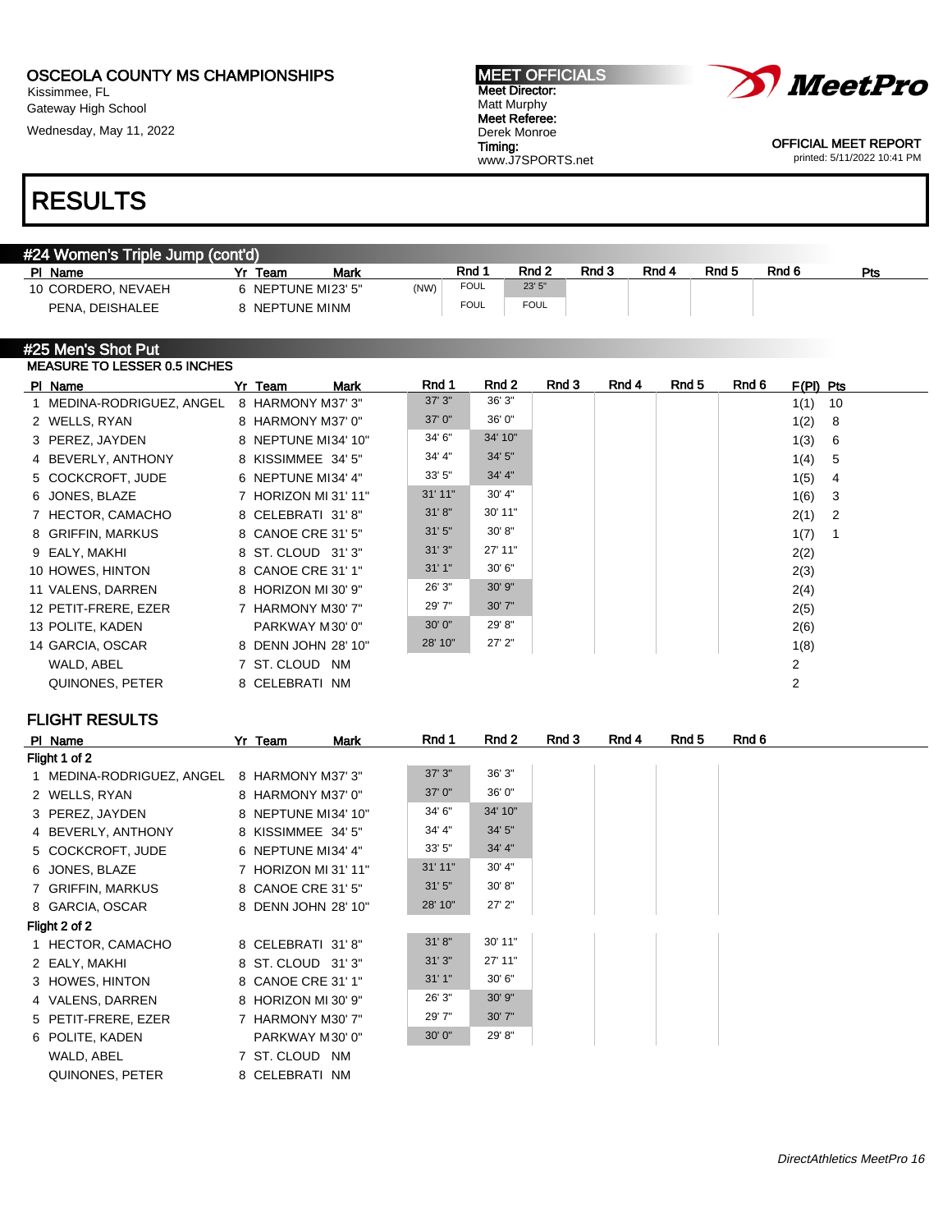OSCEOLA COUNTY MS CHAMPIONSHIPS
Kissimmee, FL
Gateway High School
Wednesday, May 11, 2022

MEET OFFICIALS
Meet Director:
Matt Murphy
Meet Referee:
Derek Monroe
Timing:
www.J7SPORTS.net

OFFICIAL MEET REPORT
printed: 5/11/2022 10:41 PM

# RESULTS

## #24 Women's Triple Jump (cont'd)

| Pl | Name | Yr | Team | Mark | | Rnd 1 | Rnd 2 | Rnd 3 | Rnd 4 | Rnd 5 | Rnd 6 | Pts |
|---|---|---|---|---|---|---|---|---|---|---|---|---|
| 10 | CORDERO, NEVAEH | 6 | NEPTUNE MI | 23' 5" | (NW) | FOUL | 23' 5" | | | | | |
| | PENA, DEISHALEE | 8 | NEPTUNE MI | NM | | FOUL | FOUL | | | | | |

## #25 Men's Shot Put

MEASURE TO LESSER 0.5 INCHES

| Pl | Name | Yr | Team | Mark | Rnd 1 | Rnd 2 | Rnd 3 | Rnd 4 | Rnd 5 | Rnd 6 | F(Pl) | Pts |
|---|---|---|---|---|---|---|---|---|---|---|---|---|
| 1 | MEDINA-RODRIGUEZ, ANGEL | 8 | HARMONY M | 37' 3" | 37' 3" | 36' 3" | | | | | 1(1) | 10 |
| 2 | WELLS, RYAN | 8 | HARMONY M | 37' 0" | 37' 0" | 36' 0" | | | | | 1(2) | 8 |
| 3 | PEREZ, JAYDEN | 8 | NEPTUNE MI | 34' 10" | 34' 6" | 34' 10" | | | | | 1(3) | 6 |
| 4 | BEVERLY, ANTHONY | 8 | KISSIMMEE | 34' 5" | 34' 4" | 34' 5" | | | | | 1(4) | 5 |
| 5 | COCKCROFT, JUDE | 6 | NEPTUNE MI | 34' 4" | 33' 5" | 34' 4" | | | | | 1(5) | 4 |
| 6 | JONES, BLAZE | 7 | HORIZON MI | 31' 11" | 31' 11" | 30' 4" | | | | | 1(6) | 3 |
| 7 | HECTOR, CAMACHO | 8 | CELEBRATI | 31' 8" | 31' 8" | 30' 11" | | | | | 2(1) | 2 |
| 8 | GRIFFIN, MARKUS | 8 | CANOE CRE | 31' 5" | 31' 5" | 30' 8" | | | | | 1(7) | 1 |
| 9 | EALY, MAKHI | 8 | ST. CLOUD | 31' 3" | 31' 3" | 27' 11" | | | | | 2(2) | |
| 10 | HOWES, HINTON | 8 | CANOE CRE | 31' 1" | 31' 1" | 30' 6" | | | | | 2(3) | |
| 11 | VALENS, DARREN | 8 | HORIZON MI | 30' 9" | 26' 3" | 30' 9" | | | | | 2(4) | |
| 12 | PETIT-FRERE, EZER | 7 | HARMONY M | 30' 7" | 29' 7" | 30' 7" | | | | | 2(5) | |
| 13 | POLITE, KADEN | | PARKWAY M | 30' 0" | 30' 0" | 29' 8" | | | | | 2(6) | |
| 14 | GARCIA, OSCAR | 8 | DENN JOHN | 28' 10" | 28' 10" | 27' 2" | | | | | 1(8) | |
| | WALD, ABEL | 7 | ST. CLOUD | NM | | | | | | | 2 | |
| | QUINONES, PETER | 8 | CELEBRATI | NM | | | | | | | 2 | |

### FLIGHT RESULTS

| Pl | Name | Yr | Team | Mark | Rnd 1 | Rnd 2 | Rnd 3 | Rnd 4 | Rnd 5 | Rnd 6 |
|---|---|---|---|---|---|---|---|---|---|---|
| **Flight 1 of 2** | | | | | | | | | | |
| 1 | MEDINA-RODRIGUEZ, ANGEL | 8 | HARMONY M | 37' 3" | 37' 3" | 36' 3" | | | | |
| 2 | WELLS, RYAN | 8 | HARMONY M | 37' 0" | 37' 0" | 36' 0" | | | | |
| 3 | PEREZ, JAYDEN | 8 | NEPTUNE MI | 34' 10" | 34' 6" | 34' 10" | | | | |
| 4 | BEVERLY, ANTHONY | 8 | KISSIMMEE | 34' 5" | 34' 4" | 34' 5" | | | | |
| 5 | COCKCROFT, JUDE | 6 | NEPTUNE MI | 34' 4" | 33' 5" | 34' 4" | | | | |
| 6 | JONES, BLAZE | 7 | HORIZON MI | 31' 11" | 31' 11" | 30' 4" | | | | |
| 7 | GRIFFIN, MARKUS | 8 | CANOE CRE | 31' 5" | 31' 5" | 30' 8" | | | | |
| 8 | GARCIA, OSCAR | 8 | DENN JOHN | 28' 10" | 28' 10" | 27' 2" | | | | |
| **Flight 2 of 2** | | | | | | | | | | |
| 1 | HECTOR, CAMACHO | 8 | CELEBRATI | 31' 8" | 31' 8" | 30' 11" | | | | |
| 2 | EALY, MAKHI | 8 | ST. CLOUD | 31' 3" | 31' 3" | 27' 11" | | | | |
| 3 | HOWES, HINTON | 8 | CANOE CRE | 31' 1" | 31' 1" | 30' 6" | | | | |
| 4 | VALENS, DARREN | 8 | HORIZON MI | 30' 9" | 26' 3" | 30' 9" | | | | |
| 5 | PETIT-FRERE, EZER | 7 | HARMONY M | 30' 7" | 29' 7" | 30' 7" | | | | |
| 6 | POLITE, KADEN | | PARKWAY M | 30' 0" | 30' 0" | 29' 8" | | | | |
| | WALD, ABEL | 7 | ST. CLOUD | NM | | | | | | |
| | QUINONES, PETER | 8 | CELEBRATI | NM | | | | | | |

*DirectAthletics MeetPro 16*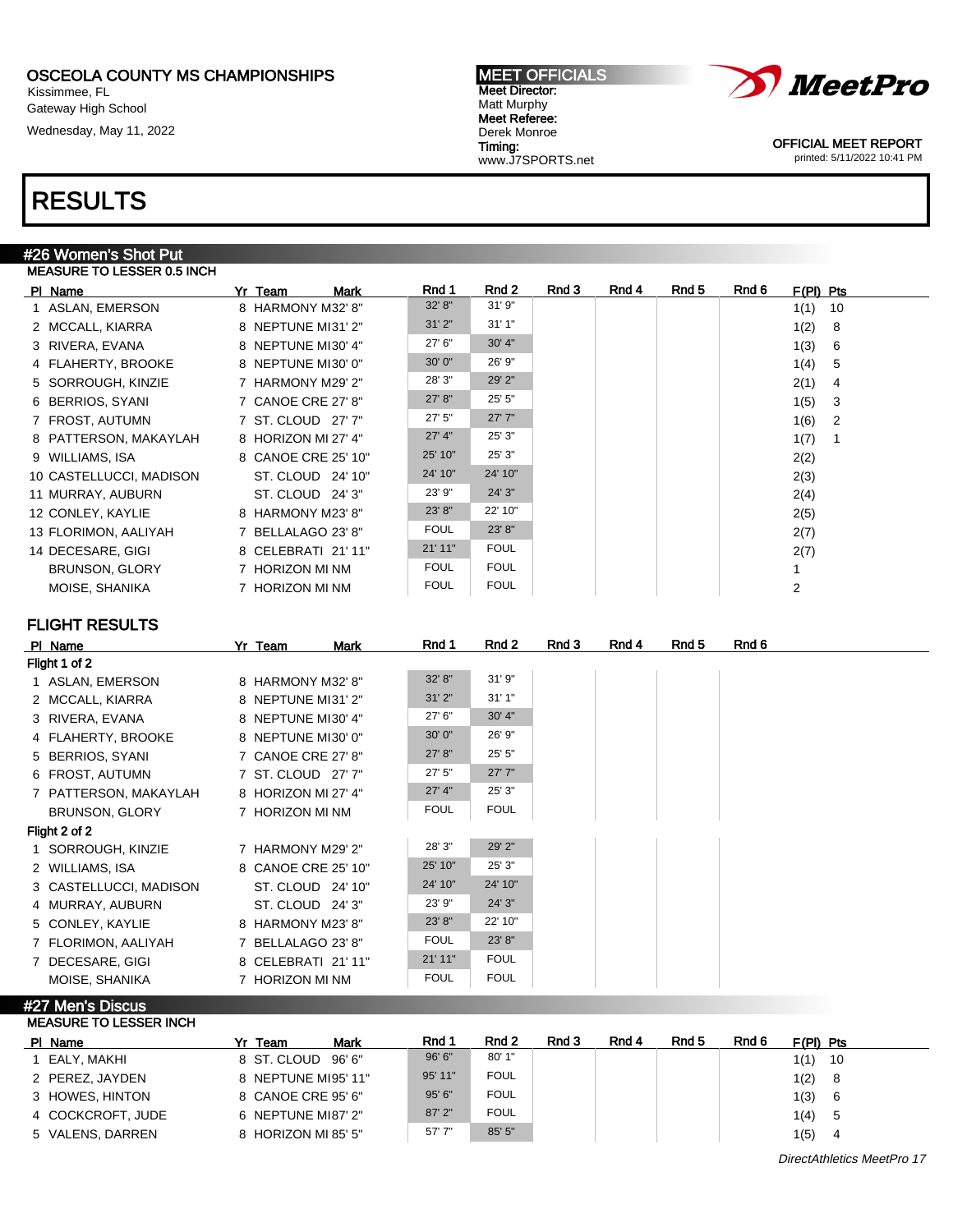OSCEOLA COUNTY MS CHAMPIONSHIPS
Kissimmee, FL
Gateway High School
Wednesday, May 11, 2022

**MEET OFFICIALS**
Meet Director:
Matt Murphy
Meet Referee:
Derek Monroe
Timing:
www.J7SPORTS.net

OFFICIAL MEET REPORT
printed: 5/11/2022 10:41 PM

# RESULTS

## #26 Women's Shot Put

MEASURE TO LESSER 0.5 INCH

| Pl | Name | Yr | Team | Mark | Rnd 1 | Rnd 2 | Rnd 3 | Rnd 4 | Rnd 5 | Rnd 6 | F(Pl) | Pts |
|---|---|---|---|---|---|---|---|---|---|---|---|---|
| 1 | ASLAN, EMERSON | 8 | HARMONY M | 32' 8" | 32' 8" | 31' 9" | | | | | 1(1) | 10 |
| 2 | MCCALL, KIARRA | 8 | NEPTUNE MI | 31' 2" | 31' 2" | 31' 1" | | | | | 1(2) | 8 |
| 3 | RIVERA, EVANA | 8 | NEPTUNE MI | 30' 4" | 27' 6" | 30' 4" | | | | | 1(3) | 6 |
| 4 | FLAHERTY, BROOKE | 8 | NEPTUNE MI | 30' 0" | 30' 0" | 26' 9" | | | | | 1(4) | 5 |
| 5 | SORROUGH, KINZIE | 7 | HARMONY M | 29' 2" | 28' 3" | 29' 2" | | | | | 2(1) | 4 |
| 6 | BERRIOS, SYANI | 7 | CANOE CRE | 27' 8" | 27' 8" | 25' 5" | | | | | 1(5) | 3 |
| 7 | FROST, AUTUMN | 7 | ST. CLOUD | 27' 7" | 27' 5" | 27' 7" | | | | | 1(6) | 2 |
| 8 | PATTERSON, MAKAYLAH | 8 | HORIZON MI | 27' 4" | 27' 4" | 25' 3" | | | | | 1(7) | 1 |
| 9 | WILLIAMS, ISA | 8 | CANOE CRE | 25' 10" | 25' 10" | 25' 3" | | | | | 2(2) | |
| 10 | CASTELLUCCI, MADISON | | ST. CLOUD | 24' 10" | 24' 10" | 24' 10" | | | | | 2(3) | |
| 11 | MURRAY, AUBURN | | ST. CLOUD | 24' 3" | 23' 9" | 24' 3" | | | | | 2(4) | |
| 12 | CONLEY, KAYLIE | 8 | HARMONY M | 23' 8" | 23' 8" | 22' 10" | | | | | 2(5) | |
| 13 | FLORIMON, AALIYAH | 7 | BELLALAGO | 23' 8" | FOUL | 23' 8" | | | | | 2(7) | |
| 14 | DECESARE, GIGI | 8 | CELEBRATI | 21' 11" | 21' 11" | FOUL | | | | | 2(7) | |
| | BRUNSON, GLORY | 7 | HORIZON MI | NM | FOUL | FOUL | | | | | 1 | |
| | MOISE, SHANIKA | 7 | HORIZON MI | NM | FOUL | FOUL | | | | | 2 | |

### FLIGHT RESULTS

| Pl | Name | Yr | Team | Mark | Rnd 1 | Rnd 2 | Rnd 3 | Rnd 4 | Rnd 5 | Rnd 6 |
|---|---|---|---|---|---|---|---|---|---|---|
| **Flight 1 of 2** | | | | | | | | | | |
| 1 | ASLAN, EMERSON | 8 | HARMONY M | 32' 8" | 32' 8" | 31' 9" | | | | |
| 2 | MCCALL, KIARRA | 8 | NEPTUNE MI | 31' 2" | 31' 2" | 31' 1" | | | | |
| 3 | RIVERA, EVANA | 8 | NEPTUNE MI | 30' 4" | 27' 6" | 30' 4" | | | | |
| 4 | FLAHERTY, BROOKE | 8 | NEPTUNE MI | 30' 0" | 30' 0" | 26' 9" | | | | |
| 5 | BERRIOS, SYANI | 7 | CANOE CRE | 27' 8" | 27' 8" | 25' 5" | | | | |
| 6 | FROST, AUTUMN | 7 | ST. CLOUD | 27' 7" | 27' 5" | 27' 7" | | | | |
| 7 | PATTERSON, MAKAYLAH | 8 | HORIZON MI | 27' 4" | 27' 4" | 25' 3" | | | | |
| | BRUNSON, GLORY | 7 | HORIZON MI | NM | FOUL | FOUL | | | | |
| **Flight 2 of 2** | | | | | | | | | | |
| 1 | SORROUGH, KINZIE | 7 | HARMONY M | 29' 2" | 28' 3" | 29' 2" | | | | |
| 2 | WILLIAMS, ISA | 8 | CANOE CRE | 25' 10" | 25' 10" | 25' 3" | | | | |
| 3 | CASTELLUCCI, MADISON | | ST. CLOUD | 24' 10" | 24' 10" | 24' 10" | | | | |
| 4 | MURRAY, AUBURN | | ST. CLOUD | 24' 3" | 23' 9" | 24' 3" | | | | |
| 5 | CONLEY, KAYLIE | 8 | HARMONY M | 23' 8" | 23' 8" | 22' 10" | | | | |
| 7 | FLORIMON, AALIYAH | 7 | BELLALAGO | 23' 8" | FOUL | 23' 8" | | | | |
| 7 | DECESARE, GIGI | 8 | CELEBRATI | 21' 11" | 21' 11" | FOUL | | | | |
| | MOISE, SHANIKA | 7 | HORIZON MI | NM | FOUL | FOUL | | | | |

## #27 Men's Discus

MEASURE TO LESSER INCH

| Pl | Name | Yr | Team | Mark | Rnd 1 | Rnd 2 | Rnd 3 | Rnd 4 | Rnd 5 | Rnd 6 | F(Pl) | Pts |
|---|---|---|---|---|---|---|---|---|---|---|---|---|
| 1 | EALY, MAKHI | 8 | ST. CLOUD | 96' 6" | 96' 6" | 80' 1" | | | | | 1(1) | 10 |
| 2 | PEREZ, JAYDEN | 8 | NEPTUNE MI | 95' 11" | 95' 11" | FOUL | | | | | 1(2) | 8 |
| 3 | HOWES, HINTON | 8 | CANOE CRE | 95' 6" | 95' 6" | FOUL | | | | | 1(3) | 6 |
| 4 | COCKCROFT, JUDE | 6 | NEPTUNE MI | 87' 2" | 87' 2" | FOUL | | | | | 1(4) | 5 |
| 5 | VALENS, DARREN | 8 | HORIZON MI | 85' 5" | 57' 7" | 85' 5" | | | | | 1(5) | 4 |

DirectAthletics MeetPro 17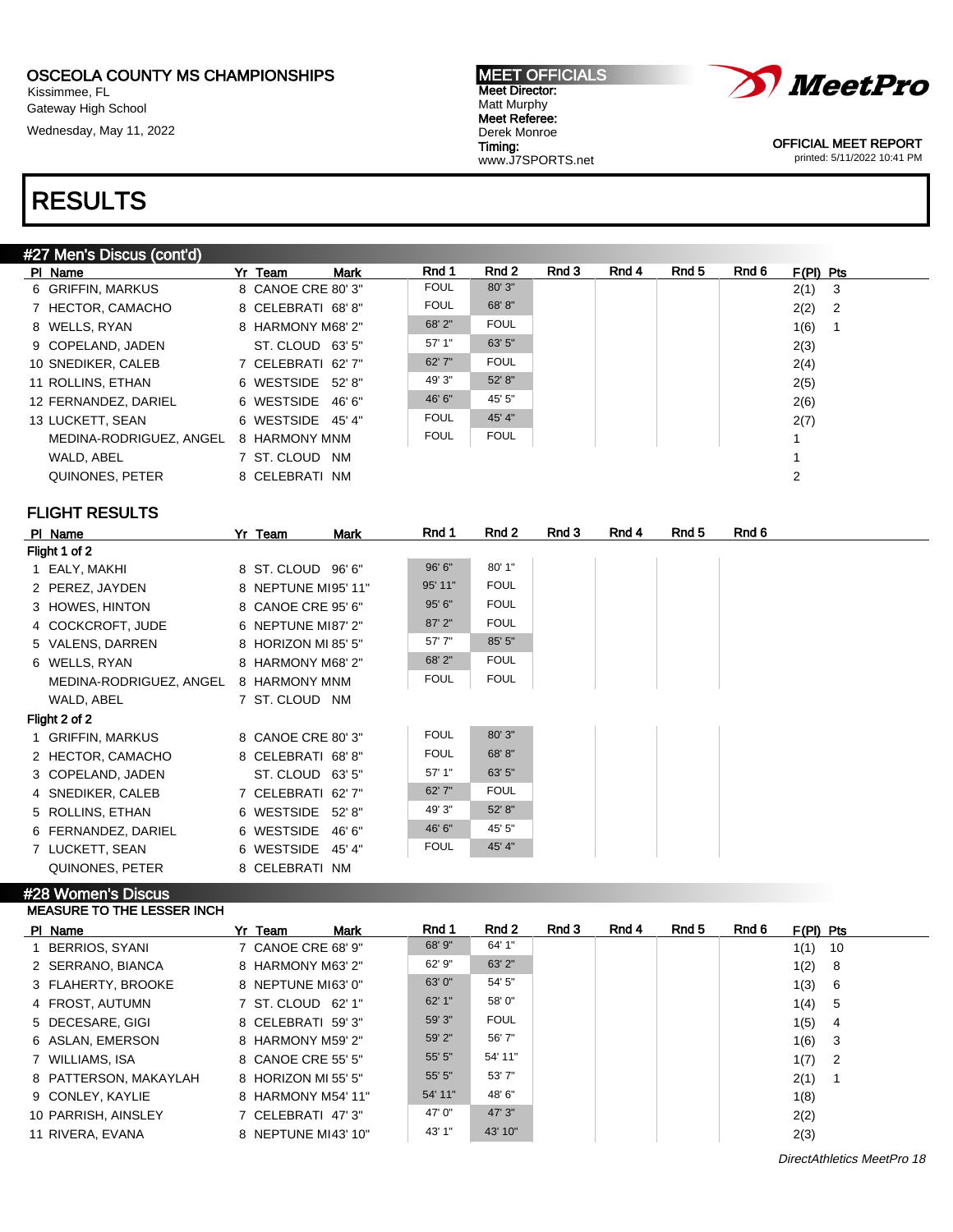OSCEOLA COUNTY MS CHAMPIONSHIPS
Kissimmee, FL
Gateway High School
Wednesday, May 11, 2022

MEET OFFICIALS
Meet Director:
Matt Murphy
Meet Referee:
Derek Monroe
Timing:
www.J7SPORTS.net

OFFICIAL MEET REPORT
printed: 5/11/2022 10:41 PM

# RESULTS

## #27 Men's Discus (cont'd)

| Pl | Name | Yr | Team | Mark | Rnd 1 | Rnd 2 | Rnd 3 | Rnd 4 | Rnd 5 | Rnd 6 | F(Pl) | Pts |
|---|---|---|---|---|---|---|---|---|---|---|---|---|
| 6 | GRIFFIN, MARKUS | 8 | CANOE CRE | 80' 3" | FOUL | 80' 3" | | | | | 2(1) | 3 |
| 7 | HECTOR, CAMACHO | 8 | CELEBRATI | 68' 8" | FOUL | 68' 8" | | | | | 2(2) | 2 |
| 8 | WELLS, RYAN | 8 | HARMONY M | 68' 2" | 68' 2" | FOUL | | | | | 1(6) | 1 |
| 9 | COPELAND, JADEN | | ST. CLOUD | 63' 5" | 57' 1" | 63' 5" | | | | | 2(3) | |
| 10 | SNEDIKER, CALEB | 7 | CELEBRATI | 62' 7" | 62' 7" | FOUL | | | | | 2(4) | |
| 11 | ROLLINS, ETHAN | 6 | WESTSIDE | 52' 8" | 49' 3" | 52' 8" | | | | | 2(5) | |
| 12 | FERNANDEZ, DARIEL | 6 | WESTSIDE | 46' 6" | 46' 6" | 45' 5" | | | | | 2(6) | |
| 13 | LUCKETT, SEAN | 6 | WESTSIDE | 45' 4" | FOUL | 45' 4" | | | | | 2(7) | |
| | MEDINA-RODRIGUEZ, ANGEL | 8 | HARMONY M | NM | FOUL | FOUL | | | | | 1 | |
| | WALD, ABEL | 7 | ST. CLOUD | NM | | | | | | | 1 | |
| | QUINONES, PETER | 8 | CELEBRATI | NM | | | | | | | 2 | |

### FLIGHT RESULTS

| Pl | Name | Yr | Team | Mark | Rnd 1 | Rnd 2 | Rnd 3 | Rnd 4 | Rnd 5 | Rnd 6 |
|---|---|---|---|---|---|---|---|---|---|---|
| **Flight 1 of 2** | | | | | | | | | | |
| 1 | EALY, MAKHI | 8 | ST. CLOUD | 96' 6" | 96' 6" | 80' 1" | | | | |
| 2 | PEREZ, JAYDEN | 8 | NEPTUNE MI | 95' 11" | 95' 11" | FOUL | | | | |
| 3 | HOWES, HINTON | 8 | CANOE CRE | 95' 6" | 95' 6" | FOUL | | | | |
| 4 | COCKCROFT, JUDE | 6 | NEPTUNE MI | 87' 2" | 87' 2" | FOUL | | | | |
| 5 | VALENS, DARREN | 8 | HORIZON MI | 85' 5" | 57' 7" | 85' 5" | | | | |
| 6 | WELLS, RYAN | 8 | HARMONY M | 68' 2" | 68' 2" | FOUL | | | | |
| | MEDINA-RODRIGUEZ, ANGEL | 8 | HARMONY M | NM | FOUL | FOUL | | | | |
| | WALD, ABEL | 7 | ST. CLOUD | NM | | | | | | |
| **Flight 2 of 2** | | | | | | | | | | |
| 1 | GRIFFIN, MARKUS | 8 | CANOE CRE | 80' 3" | FOUL | 80' 3" | | | | |
| 2 | HECTOR, CAMACHO | 8 | CELEBRATI | 68' 8" | FOUL | 68' 8" | | | | |
| 3 | COPELAND, JADEN | | ST. CLOUD | 63' 5" | 57' 1" | 63' 5" | | | | |
| 4 | SNEDIKER, CALEB | 7 | CELEBRATI | 62' 7" | 62' 7" | FOUL | | | | |
| 5 | ROLLINS, ETHAN | 6 | WESTSIDE | 52' 8" | 49' 3" | 52' 8" | | | | |
| 6 | FERNANDEZ, DARIEL | 6 | WESTSIDE | 46' 6" | 46' 6" | 45' 5" | | | | |
| 7 | LUCKETT, SEAN | 6 | WESTSIDE | 45' 4" | FOUL | 45' 4" | | | | |
| | QUINONES, PETER | 8 | CELEBRATI | NM | | | | | | |

## #28 Women's Discus

MEASURE TO THE LESSER INCH

| Pl | Name | Yr | Team | Mark | Rnd 1 | Rnd 2 | Rnd 3 | Rnd 4 | Rnd 5 | Rnd 6 | F(Pl) | Pts |
|---|---|---|---|---|---|---|---|---|---|---|---|---|
| 1 | BERRIOS, SYANI | 7 | CANOE CRE | 68' 9" | 68' 9" | 64' 1" | | | | | 1(1) | 10 |
| 2 | SERRANO, BIANCA | 8 | HARMONY M | 63' 2" | 62' 9" | 63' 2" | | | | | 1(2) | 8 |
| 3 | FLAHERTY, BROOKE | 8 | NEPTUNE MI | 63' 0" | 63' 0" | 54' 5" | | | | | 1(3) | 6 |
| 4 | FROST, AUTUMN | 7 | ST. CLOUD | 62' 1" | 62' 1" | 58' 0" | | | | | 1(4) | 5 |
| 5 | DECESARE, GIGI | 8 | CELEBRATI | 59' 3" | 59' 3" | FOUL | | | | | 1(5) | 4 |
| 6 | ASLAN, EMERSON | 8 | HARMONY M | 59' 2" | 59' 2" | 56' 7" | | | | | 1(6) | 3 |
| 7 | WILLIAMS, ISA | 8 | CANOE CRE | 55' 5" | 55' 5" | 54' 11" | | | | | 1(7) | 2 |
| 8 | PATTERSON, MAKAYLAH | 8 | HORIZON MI | 55' 5" | 55' 5" | 53' 7" | | | | | 2(1) | 1 |
| 9 | CONLEY, KAYLIE | 8 | HARMONY M | 54' 11" | 54' 11" | 48' 6" | | | | | 1(8) | |
| 10 | PARRISH, AINSLEY | 7 | CELEBRATI | 47' 3" | 47' 0" | 47' 3" | | | | | 2(2) | |
| 11 | RIVERA, EVANA | 8 | NEPTUNE MI | 43' 10" | 43' 1" | 43' 10" | | | | | 2(3) | |

DirectAthletics MeetPro 18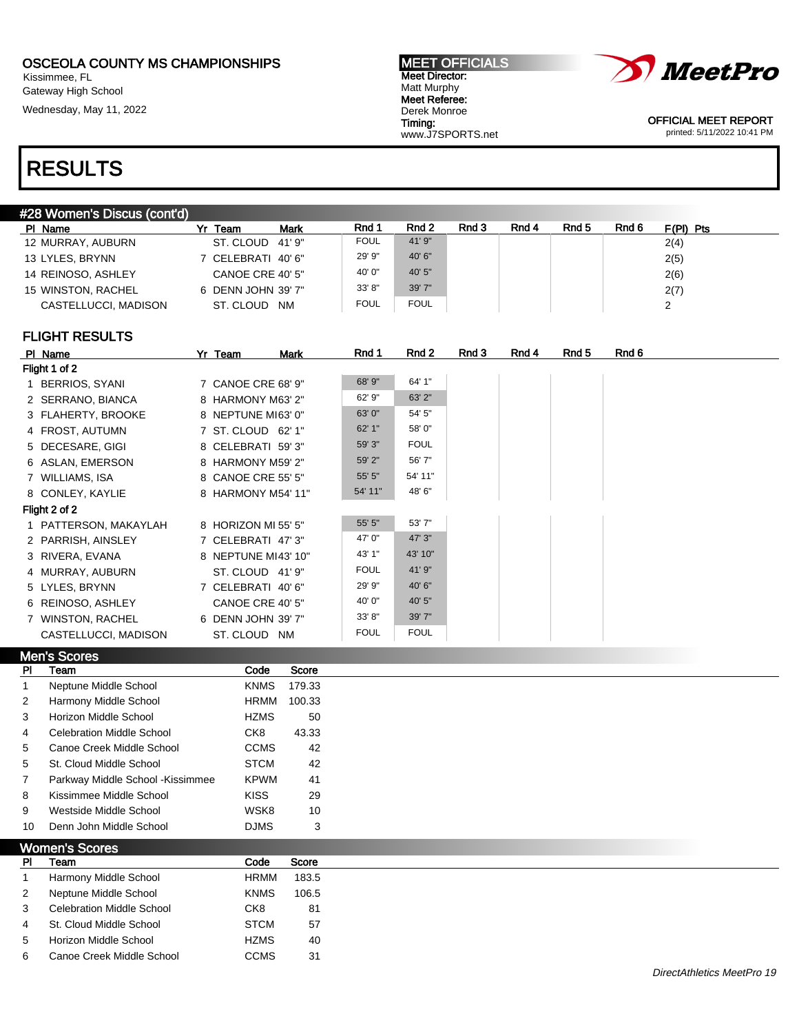OSCEOLA COUNTY MS CHAMPIONSHIPS
Kissimmee, FL
Gateway High School
Wednesday, May 11, 2022

MEET OFFICIALS
Meet Director:
Matt Murphy
Meet Referee:
Derek Monroe
Timing:
www.J7SPORTS.net

OFFICIAL MEET REPORT
printed: 5/11/2022 10:41 PM

# RESULTS

## #28 Women's Discus (cont'd)

| Pl | Name | Yr | Team | Mark | Rnd 1 | Rnd 2 | Rnd 3 | Rnd 4 | Rnd 5 | Rnd 6 | F(Pl) | Pts |
|---|---|---|---|---|---|---|---|---|---|---|---|---|
| 12 | MURRAY, AUBURN | | ST. CLOUD | 41' 9" | FOUL | 41' 9" | | | | | 2(4) | |
| 13 | LYLES, BRYNN | 7 | CELEBRATI | 40' 6" | 29' 9" | 40' 6" | | | | | 2(5) | |
| 14 | REINOSO, ASHLEY | | CANOE CRE | 40' 5" | 40' 0" | 40' 5" | | | | | 2(6) | |
| 15 | WINSTON, RACHEL | 6 | DENN JOHN | 39' 7" | 33' 8" | 39' 7" | | | | | 2(7) | |
| | CASTELLUCCI, MADISON | | ST. CLOUD | NM | FOUL | FOUL | | | | | 2 | |

### FLIGHT RESULTS

| Pl | Name | Yr | Team | Mark | Rnd 1 | Rnd 2 | Rnd 3 | Rnd 4 | Rnd 5 | Rnd 6 |
|---|---|---|---|---|---|---|---|---|---|---|
| **Flight 1 of 2** | | | | | | | | | | |
| 1 | BERRIOS, SYANI | 7 | CANOE CRE | 68' 9" | 68' 9" | 64' 1" | | | | |
| 2 | SERRANO, BIANCA | 8 | HARMONY M | 63' 2" | 62' 9" | 63' 2" | | | | |
| 3 | FLAHERTY, BROOKE | 8 | NEPTUNE MI | 63' 0" | 63' 0" | 54' 5" | | | | |
| 4 | FROST, AUTUMN | 7 | ST. CLOUD | 62' 1" | 62' 1" | 58' 0" | | | | |
| 5 | DECESARE, GIGI | 8 | CELEBRATI | 59' 3" | 59' 3" | FOUL | | | | |
| 6 | ASLAN, EMERSON | 8 | HARMONY M | 59' 2" | 59' 2" | 56' 7" | | | | |
| 7 | WILLIAMS, ISA | 8 | CANOE CRE | 55' 5" | 55' 5" | 54' 11" | | | | |
| 8 | CONLEY, KAYLIE | 8 | HARMONY M | 54' 11" | 54' 11" | 48' 6" | | | | |
| **Flight 2 of 2** | | | | | | | | | | |
| 1 | PATTERSON, MAKAYLAH | 8 | HORIZON MI | 55' 5" | 55' 5" | 53' 7" | | | | |
| 2 | PARRISH, AINSLEY | 7 | CELEBRATI | 47' 3" | 47' 0" | 47' 3" | | | | |
| 3 | RIVERA, EVANA | 8 | NEPTUNE MI | 43' 10" | 43' 1" | 43' 10" | | | | |
| 4 | MURRAY, AUBURN | | ST. CLOUD | 41' 9" | FOUL | 41' 9" | | | | |
| 5 | LYLES, BRYNN | 7 | CELEBRATI | 40' 6" | 29' 9" | 40' 6" | | | | |
| 6 | REINOSO, ASHLEY | | CANOE CRE | 40' 5" | 40' 0" | 40' 5" | | | | |
| 7 | WINSTON, RACHEL | 6 | DENN JOHN | 39' 7" | 33' 8" | 39' 7" | | | | |
| | CASTELLUCCI, MADISON | | ST. CLOUD | NM | FOUL | FOUL | | | | |

## Men's Scores

| Pl | Team | Code | Score |
|---|---|---|---|
| 1 | Neptune Middle School | KNMS | 179.33 |
| 2 | Harmony Middle School | HRMM | 100.33 |
| 3 | Horizon Middle School | HZMS | 50 |
| 4 | Celebration Middle School | CK8 | 43.33 |
| 5 | Canoe Creek Middle School | CCMS | 42 |
| 5 | St. Cloud Middle School | STCM | 42 |
| 7 | Parkway Middle School -Kissimmee | KPWM | 41 |
| 8 | Kissimmee Middle School | KISS | 29 |
| 9 | Westside Middle School | WSK8 | 10 |
| 10 | Denn John Middle School | DJMS | 3 |

## Women's Scores

| Pl | Team | Code | Score |
|---|---|---|---|
| 1 | Harmony Middle School | HRMM | 183.5 |
| 2 | Neptune Middle School | KNMS | 106.5 |
| 3 | Celebration Middle School | CK8 | 81 |
| 4 | St. Cloud Middle School | STCM | 57 |
| 5 | Horizon Middle School | HZMS | 40 |
| 6 | Canoe Creek Middle School | CCMS | 31 |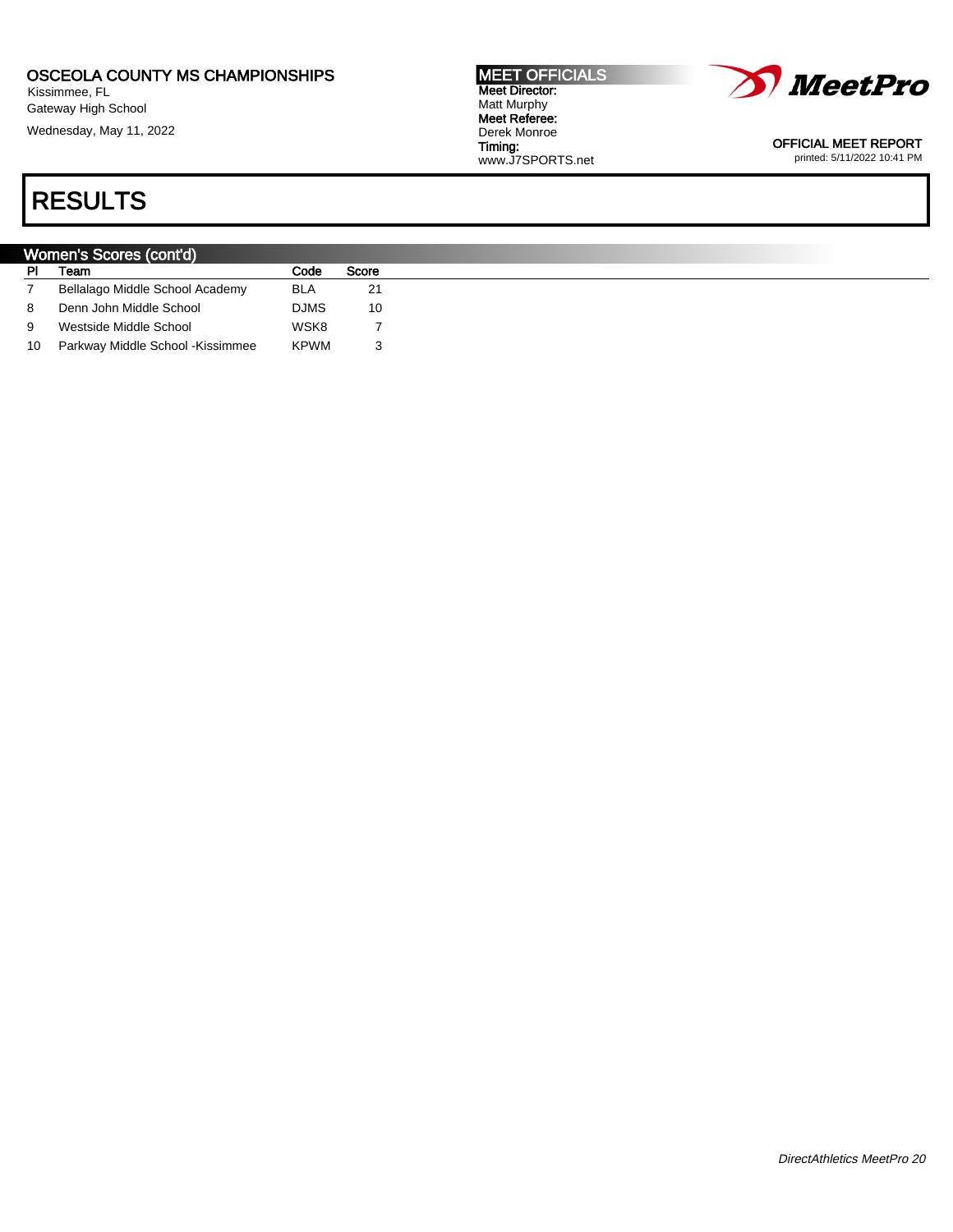OSCEOLA COUNTY MS CHAMPIONSHIPS
Kissimmee, FL
Gateway High School
Wednesday, May 11, 2022

MEET OFFICIALS
Meet Director:
Matt Murphy
Meet Referee:
Derek Monroe
Timing:
www.J7SPORTS.net

OFFICIAL MEET REPORT
printed: 5/11/2022 10:41 PM

# RESULTS

## Women's Scores (cont'd)

| Pl | Team | Code | Score |
|---|---|---|---|
| 7 | Bellalago Middle School Academy | BLA | 21 |
| 8 | Denn John Middle School | DJMS | 10 |
| 9 | Westside Middle School | WSK8 | 7 |
| 10 | Parkway Middle School -Kissimmee | KPWM | 3 |